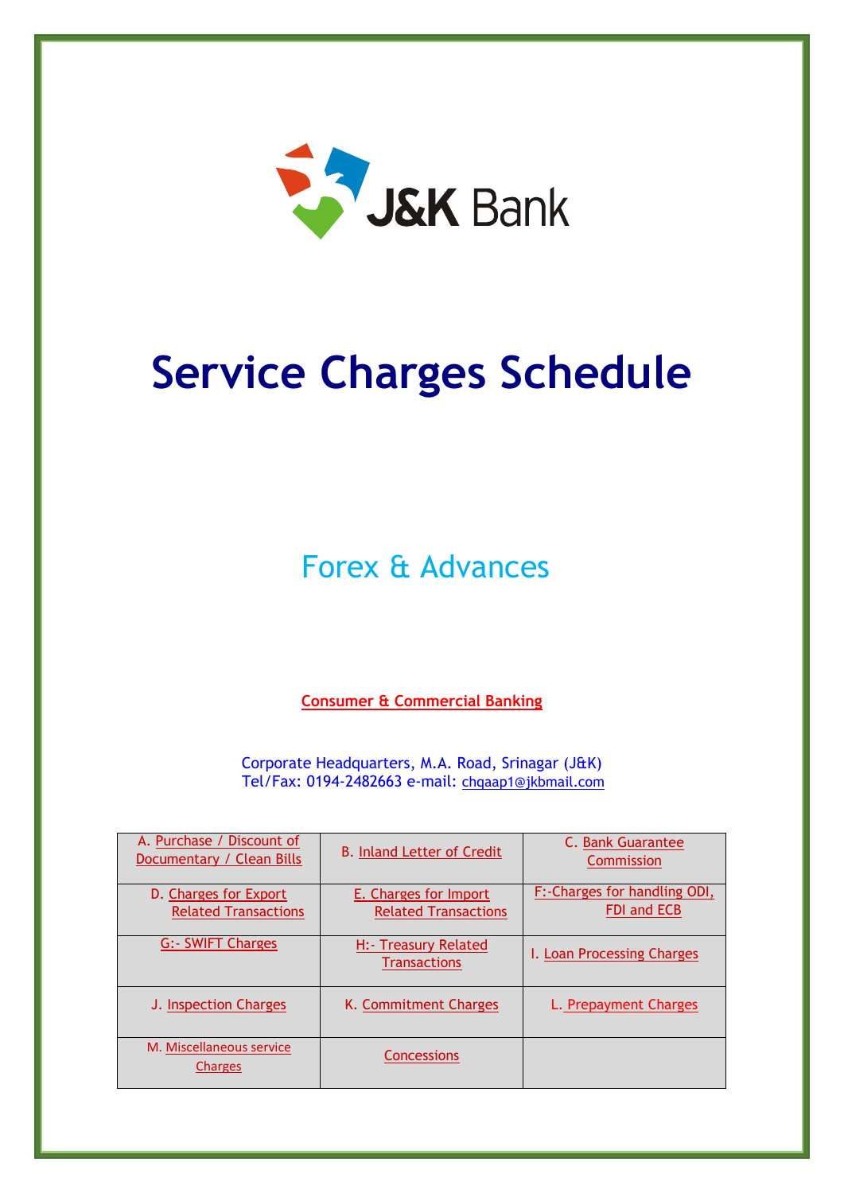J&K Bank

# Service Charges Schedule

## Forex & Advances

**Consumer & Commercial Banking**

Corporate Headquarters, M.A. Road, Srinagar (J&K)
Tel/Fax: 0194-2482663 e-mail: chqaap1@jkbmail.com

| | | |
|---|---|---|
| A. Purchase / Discount of Documentary / Clean Bills | B. Inland Letter of Credit | C. Bank Guarantee Commission |
| D. Charges for Export Related Transactions | E. Charges for Import Related Transactions | F:-Charges for handling ODI, FDI and ECB |
| G:- SWIFT Charges | H:- Treasury Related Transactions | I. Loan Processing Charges |
| J. Inspection Charges | K. Commitment Charges | L. Prepayment Charges |
| M. Miscellaneous service Charges | Concessions | |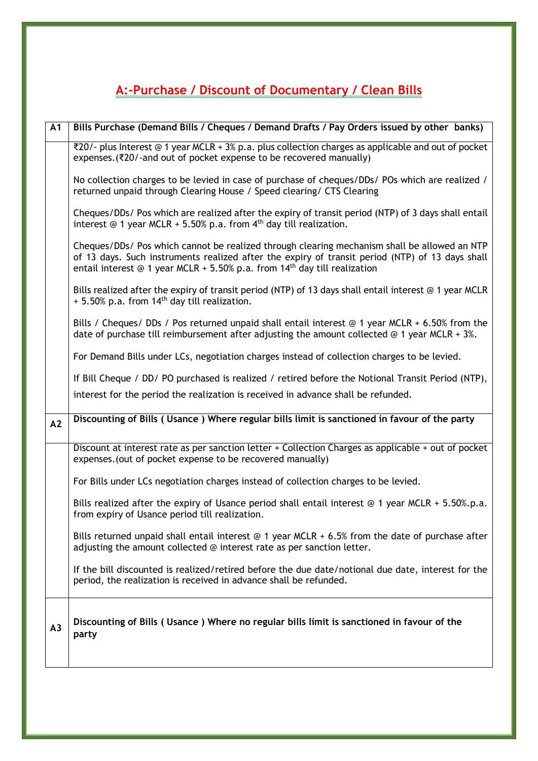## A:-Purchase / Discount of Documentary / Clean Bills

| A1 | Bills Purchase (Demand Bills / Cheques / Demand Drafts / Pay Orders issued by other banks) |
|---|---|
| | ₹20/- plus Interest @ 1 year MCLR + 3% p.a. plus collection charges as applicable and out of pocket expenses.(₹20/-and out of pocket expense to be recovered manually)<br><br>No collection charges to be levied in case of purchase of cheques/DDs/ POs which are realized / returned unpaid through Clearing House / Speed clearing/ CTS Clearing<br><br>Cheques/DDs/ Pos which are realized after the expiry of transit period (NTP) of 3 days shall entail interest @ 1 year MCLR + 5.50% p.a. from 4th day till realization.<br><br>Cheques/DDs/ Pos which cannot be realized through clearing mechanism shall be allowed an NTP of 13 days. Such instruments realized after the expiry of transit period (NTP) of 13 days shall entail interest @ 1 year MCLR + 5.50% p.a. from 14th day till realization<br><br>Bills realized after the expiry of transit period (NTP) of 13 days shall entail interest @ 1 year MCLR + 5.50% p.a. from 14th day till realization.<br><br>Bills / Cheques/ DDs / Pos returned unpaid shall entail interest @ 1 year MCLR + 6.50% from the date of purchase till reimbursement after adjusting the amount collected @ 1 year MCLR + 3%.<br><br>For Demand Bills under LCs, negotiation charges instead of collection charges to be levied.<br><br>If Bill Cheque / DD/ PO purchased is realized / retired before the Notional Transit Period (NTP), interest for the period the realization is received in advance shall be refunded. |
| A2 | **Discounting of Bills ( Usance ) Where regular bills limit is sanctioned in favour of the party** |
| | Discount at interest rate as per sanction letter + Collection Charges as applicable + out of pocket expenses.(out of pocket expense to be recovered manually)<br><br>For Bills under LCs negotiation charges instead of collection charges to be levied.<br><br>Bills realized after the expiry of Usance period shall entail interest @ 1 year MCLR + 5.50%.p.a. from expiry of Usance period till realization.<br><br>Bills returned unpaid shall entail interest @ 1 year MCLR + 6.5% from the date of purchase after adjusting the amount collected @ interest rate as per sanction letter.<br><br>If the bill discounted is realized/retired before the due date/notional due date, interest for the period, the realization is received in advance shall be refunded. |
| A3 | **Discounting of Bills ( Usance ) Where no regular bills limit is sanctioned in favour of the party** |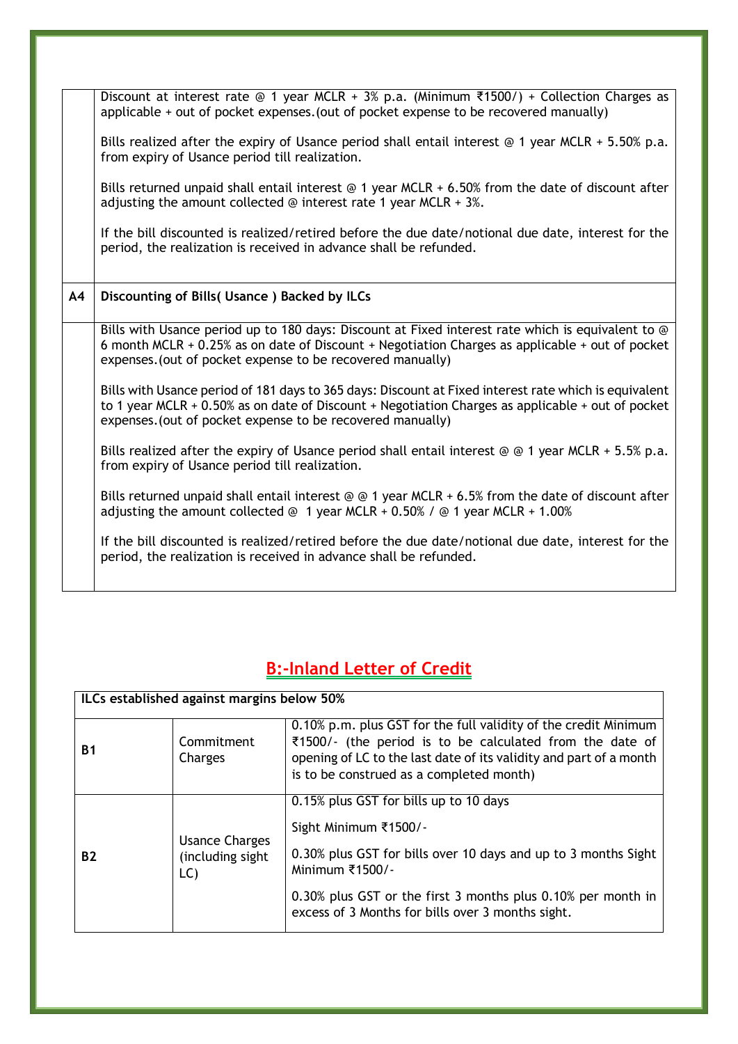| | |
|---|---|
| | Discount at interest rate @ 1 year MCLR + 3% p.a. (Minimum ₹1500/) + Collection Charges as applicable + out of pocket expenses.(out of pocket expense to be recovered manually)<br><br>Bills realized after the expiry of Usance period shall entail interest @ 1 year MCLR + 5.50% p.a. from expiry of Usance period till realization.<br><br>Bills returned unpaid shall entail interest @ 1 year MCLR + 6.50% from the date of discount after adjusting the amount collected @ interest rate 1 year MCLR + 3%.<br><br>If the bill discounted is realized/retired before the due date/notional due date, interest for the period, the realization is received in advance shall be refunded. |
| **A4** | **Discounting of Bills( Usance ) Backed by ILCs** |
| | Bills with Usance period up to 180 days: Discount at Fixed interest rate which is equivalent to @ 6 month MCLR + 0.25% as on date of Discount + Negotiation Charges as applicable + out of pocket expenses.(out of pocket expense to be recovered manually)<br><br>Bills with Usance period of 181 days to 365 days: Discount at Fixed interest rate which is equivalent to 1 year MCLR + 0.50% as on date of Discount + Negotiation Charges as applicable + out of pocket expenses.(out of pocket expense to be recovered manually)<br><br>Bills realized after the expiry of Usance period shall entail interest @ @ 1 year MCLR + 5.5% p.a. from expiry of Usance period till realization.<br><br>Bills returned unpaid shall entail interest @ @ 1 year MCLR + 6.5% from the date of discount after adjusting the amount collected @ 1 year MCLR + 0.50% / @ 1 year MCLR + 1.00%<br><br>If the bill discounted is realized/retired before the due date/notional due date, interest for the period, the realization is received in advance shall be refunded. |

## B:-Inland Letter of Credit

| **ILCs established against margins below 50%** | | |
|---|---|---|
| **B1** | Commitment Charges | 0.10% p.m. plus GST for the full validity of the credit Minimum ₹1500/- (the period is to be calculated from the date of opening of LC to the last date of its validity and part of a month is to be construed as a completed month) |
| **B2** | Usance Charges (including sight LC) | 0.15% plus GST for bills up to 10 days<br><br>Sight Minimum ₹1500/-<br><br>0.30% plus GST for bills over 10 days and up to 3 months Sight Minimum ₹1500/-<br><br>0.30% plus GST or the first 3 months plus 0.10% per month in excess of 3 Months for bills over 3 months sight. |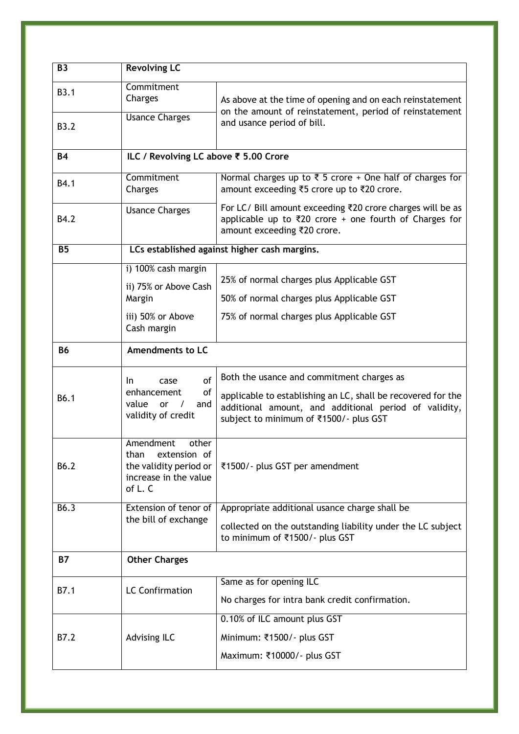| | | |
|---|---|---|
| **B3** | **Revolving LC** | |
| B3.1 | Commitment Charges | As above at the time of opening and on each reinstatement on the amount of reinstatement, period of reinstatement and usance period of bill. |
| B3.2 | Usance Charges | |
| **B4** | **ILC / Revolving LC above ₹ 5.00 Crore** | |
| B4.1 | Commitment Charges | Normal charges up to ₹ 5 crore + One half of charges for amount exceeding ₹5 crore up to ₹20 crore.<br>For LC/ Bill amount exceeding ₹20 crore charges will be as applicable up to ₹20 crore + one fourth of Charges for amount exceeding ₹20 crore. |
| B4.2 | Usance Charges | |
| **B5** | **LCs established against higher cash margins.** | |
| | i) 100% cash margin<br>ii) 75% or Above Cash Margin<br>iii) 50% or Above Cash margin | 25% of normal charges plus Applicable GST<br>50% of normal charges plus Applicable GST<br>75% of normal charges plus Applicable GST |
| **B6** | **Amendments to LC** | |
| B6.1 | In case of enhancement of value or / and validity of credit | Both the usance and commitment charges as<br>applicable to establishing an LC, shall be recovered for the additional amount, and additional period of validity, subject to minimum of ₹1500/- plus GST |
| B6.2 | Amendment other than extension of the validity period or increase in the value of L. C | ₹1500/- plus GST per amendment |
| B6.3 | Extension of tenor of the bill of exchange | Appropriate additional usance charge shall be<br>collected on the outstanding liability under the LC subject to minimum of ₹1500/- plus GST |
| **B7** | **Other Charges** | |
| B7.1 | LC Confirmation | Same as for opening ILC<br>No charges for intra bank credit confirmation. |
| B7.2 | Advising ILC | 0.10% of ILC amount plus GST<br>Minimum: ₹1500/- plus GST<br>Maximum: ₹10000/- plus GST |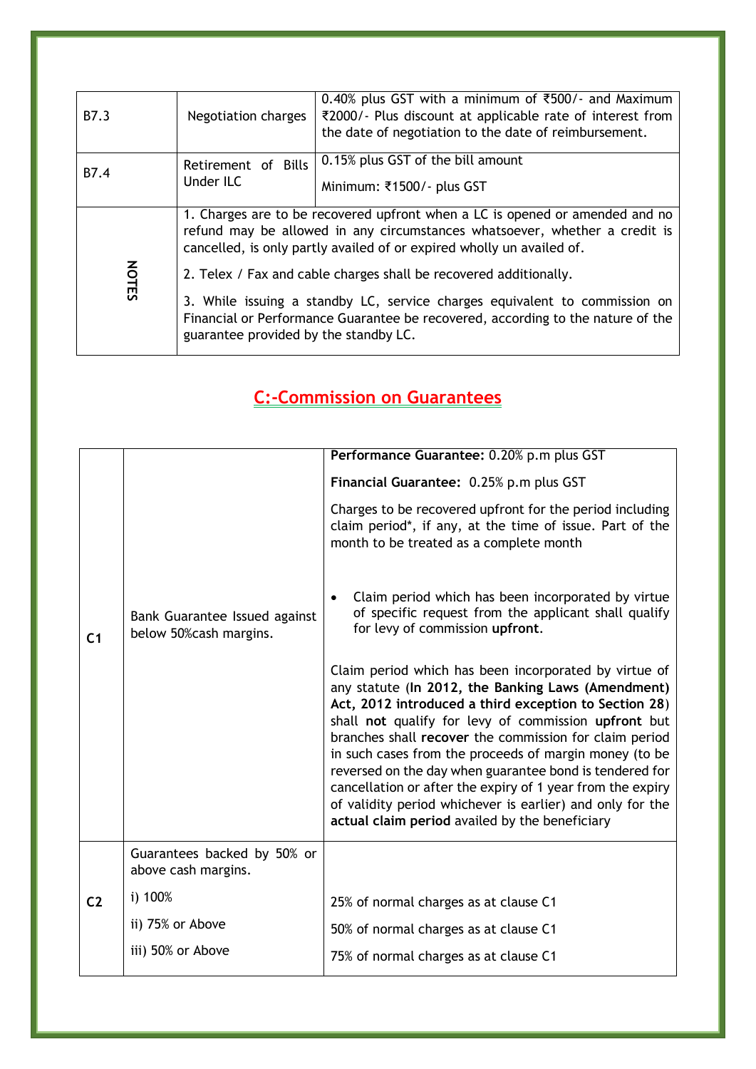| | | |
|---|---|---|
| B7.3 | Negotiation charges | 0.40% plus GST with a minimum of ₹500/- and Maximum ₹2000/- Plus discount at applicable rate of interest from the date of negotiation to the date of reimbursement. |
| B7.4 | Retirement of Bills Under ILC | 0.15% plus GST of the bill amount<br><br>Minimum: ₹1500/- plus GST |
| NOTES | 1. Charges are to be recovered upfront when a LC is opened or amended and no refund may be allowed in any circumstances whatsoever, whether a credit is cancelled, is only partly availed of or expired wholly un availed of.<br><br>2. Telex / Fax and cable charges shall be recovered additionally.<br><br>3. While issuing a standby LC, service charges equivalent to commission on Financial or Performance Guarantee be recovered, according to the nature of the guarantee provided by the standby LC. | |

## C:-Commission on Guarantees

| | | |
|---|---|---|
| C1 | Bank Guarantee Issued against below 50%cash margins. | **Performance Guarantee:** 0.20% p.m plus GST<br><br>**Financial Guarantee:** 0.25% p.m plus GST<br><br>Charges to be recovered upfront for the period including claim period*, if any, at the time of issue. Part of the month to be treated as a complete month<br><br>• Claim period which has been incorporated by virtue of specific request from the applicant shall qualify for levy of commission **upfront**.<br><br>Claim period which has been incorporated by virtue of any statute (**In 2012, the Banking Laws (Amendment) Act, 2012 introduced a third exception to Section 28**) shall **not** qualify for levy of commission **upfront** but branches shall **recover** the commission for claim period in such cases from the proceeds of margin money (to be reversed on the day when guarantee bond is tendered for cancellation or after the expiry of 1 year from the expiry of validity period whichever is earlier) and only for the **actual claim period** availed by the beneficiary |
| C2 | Guarantees backed by 50% or above cash margins.<br><br>i) 100%<br><br>ii) 75% or Above<br><br>iii) 50% or Above | <br><br>25% of normal charges as at clause C1<br><br>50% of normal charges as at clause C1<br><br>75% of normal charges as at clause C1 |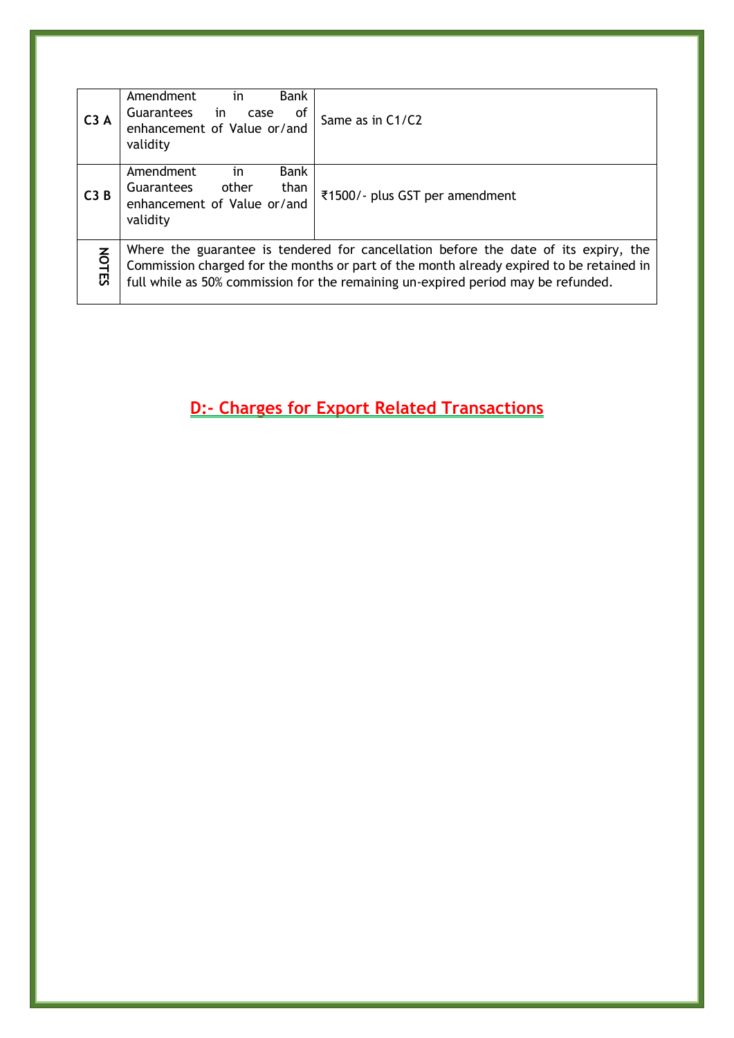| | | |
|---|---|---|
| **C3 A** | Amendment in Bank Guarantees in case of enhancement of Value or/and validity | Same as in C1/C2 |
| **C3 B** | Amendment in Bank Guarantees other than enhancement of Value or/and validity | ₹1500/- plus GST per amendment |
| **NOTES** | Where the guarantee is tendered for cancellation before the date of its expiry, the Commission charged for the months or part of the month already expired to be retained in full while as 50% commission for the remaining un-expired period may be refunded. | |

## D:- Charges for Export Related Transactions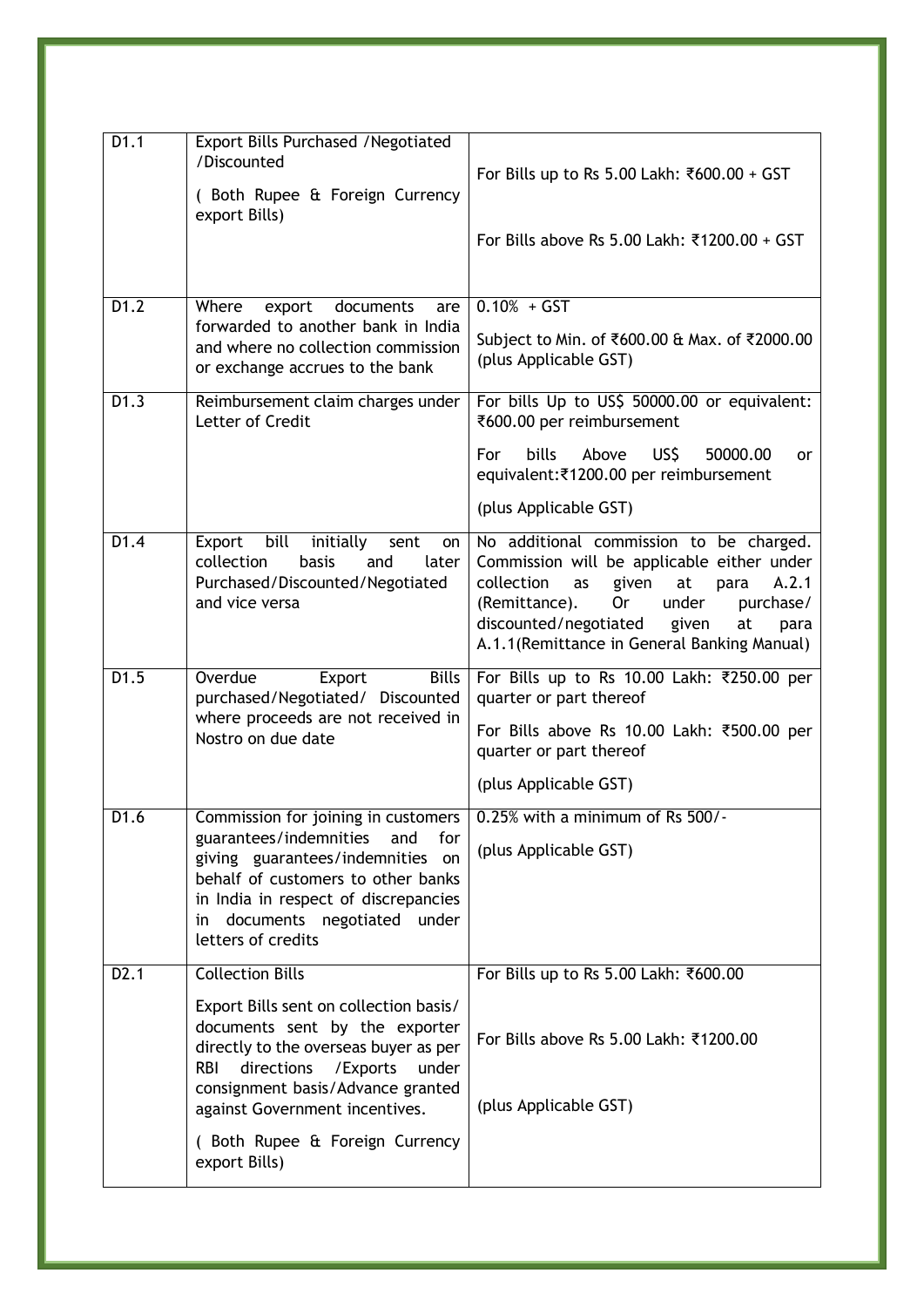| D1.1 | Export Bills Purchased /Negotiated /Discounted<br><br>( Both Rupee & Foreign Currency export Bills) | For Bills up to Rs 5.00 Lakh: ₹600.00 + GST<br><br>For Bills above Rs 5.00 Lakh: ₹1200.00 + GST |
|---|---|---|
| D1.2 | Where export documents are forwarded to another bank in India and where no collection commission or exchange accrues to the bank | 0.10% + GST<br><br>Subject to Min. of ₹600.00 & Max. of ₹2000.00 (plus Applicable GST) |
| D1.3 | Reimbursement claim charges under Letter of Credit | For bills Up to US$ 50000.00 or equivalent: ₹600.00 per reimbursement<br><br>For bills Above US$ 50000.00 or equivalent:₹1200.00 per reimbursement<br><br>(plus Applicable GST) |
| D1.4 | Export bill initially sent on collection basis and later Purchased/Discounted/Negotiated and vice versa | No additional commission to be charged. Commission will be applicable either under collection as given at para A.2.1 (Remittance). Or under purchase/ discounted/negotiated given at para A.1.1(Remittance in General Banking Manual) |
| D1.5 | Overdue Export Bills purchased/Negotiated/ Discounted where proceeds are not received in Nostro on due date | For Bills up to Rs 10.00 Lakh: ₹250.00 per quarter or part thereof<br><br>For Bills above Rs 10.00 Lakh: ₹500.00 per quarter or part thereof<br><br>(plus Applicable GST) |
| D1.6 | Commission for joining in customers guarantees/indemnities and for giving guarantees/indemnities on behalf of customers to other banks in India in respect of discrepancies in documents negotiated under letters of credits | 0.25% with a minimum of Rs 500/-<br><br>(plus Applicable GST) |
| D2.1 | Collection Bills<br><br>Export Bills sent on collection basis/ documents sent by the exporter directly to the overseas buyer as per RBI directions /Exports under consignment basis/Advance granted against Government incentives.<br><br>( Both Rupee & Foreign Currency export Bills) | For Bills up to Rs 5.00 Lakh: ₹600.00<br><br>For Bills above Rs 5.00 Lakh: ₹1200.00<br><br>(plus Applicable GST) |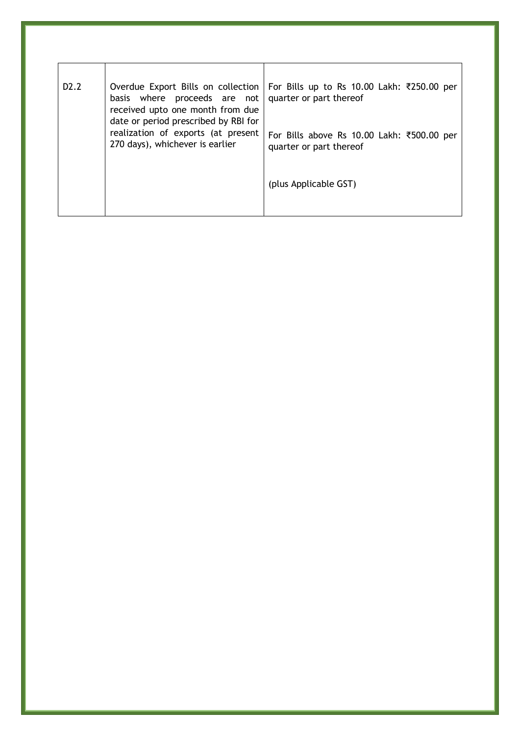| D2.2 | Overdue Export Bills on collection basis where proceeds are not received upto one month from due date or period prescribed by RBI for realization of exports (at present 270 days), whichever is earlier | For Bills up to Rs 10.00 Lakh: ₹250.00 per quarter or part thereof<br><br>For Bills above Rs 10.00 Lakh: ₹500.00 per quarter or part thereof<br><br>(plus Applicable GST) |
|---|---|---|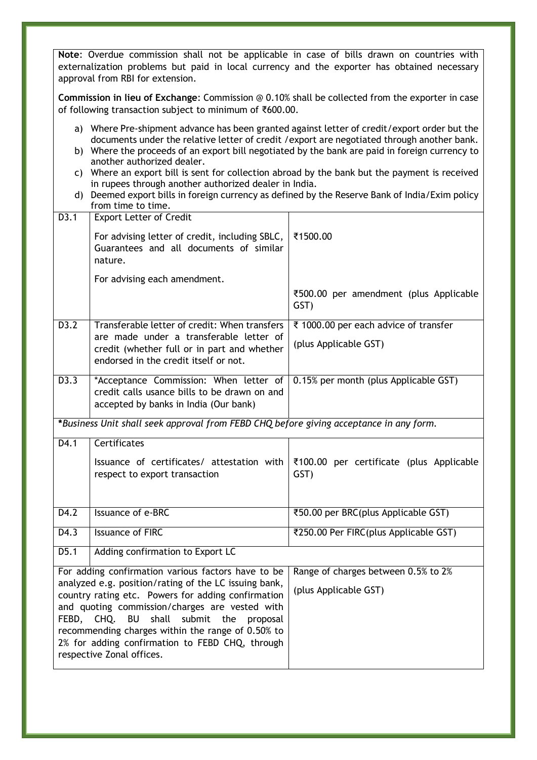**Note**: Overdue commission shall not be applicable in case of bills drawn on countries with externalization problems but paid in local currency and the exporter has obtained necessary approval from RBI for extension.

**Commission in lieu of Exchange**: Commission @ 0.10% shall be collected from the exporter in case of following transaction subject to minimum of ₹600.00.

a) Where Pre-shipment advance has been granted against letter of credit/export order but the documents under the relative letter of credit /export are negotiated through another bank.
b) Where the proceeds of an export bill negotiated by the bank are paid in foreign currency to another authorized dealer.
c) Where an export bill is sent for collection abroad by the bank but the payment is received in rupees through another authorized dealer in India.
d) Deemed export bills in foreign currency as defined by the Reserve Bank of India/Exim policy from time to time.

| | | |
|---|---|---|
| D3.1 | Export Letter of Credit<br><br>For advising letter of credit, including SBLC, Guarantees and all documents of similar nature.<br><br>For advising each amendment. | ₹1500.00<br><br>₹500.00 per amendment (plus Applicable GST) |
| D3.2 | Transferable letter of credit: When transfers are made under a transferable letter of credit (whether full or in part and whether endorsed in the credit itself or not. | ₹ 1000.00 per each advice of transfer<br><br>(plus Applicable GST) |
| D3.3 | *Acceptance Commission: When letter of credit calls usance bills to be drawn on and accepted by banks in India (Our bank) | 0.15% per month (plus Applicable GST) |
| ***Business Unit shall seek approval from FEBD CHQ before giving acceptance in any form.*** | | |
| D4.1 | Certificates<br><br>Issuance of certificates/ attestation with respect to export transaction | ₹100.00 per certificate (plus Applicable GST) |
| D4.2 | Issuance of e-BRC | ₹50.00 per BRC(plus Applicable GST) |
| D4.3 | Issuance of FIRC | ₹250.00 Per FIRC(plus Applicable GST) |
| D5.1 | Adding confirmation to Export LC | |
| For adding confirmation various factors have to be analyzed e.g. position/rating of the LC issuing bank, country rating etc. Powers for adding confirmation and quoting commission/charges are vested with FEBD, CHQ. BU shall submit the proposal recommending charges within the range of 0.50% to 2% for adding confirmation to FEBD CHQ, through respective Zonal offices. | | Range of charges between 0.5% to 2%<br><br>(plus Applicable GST) |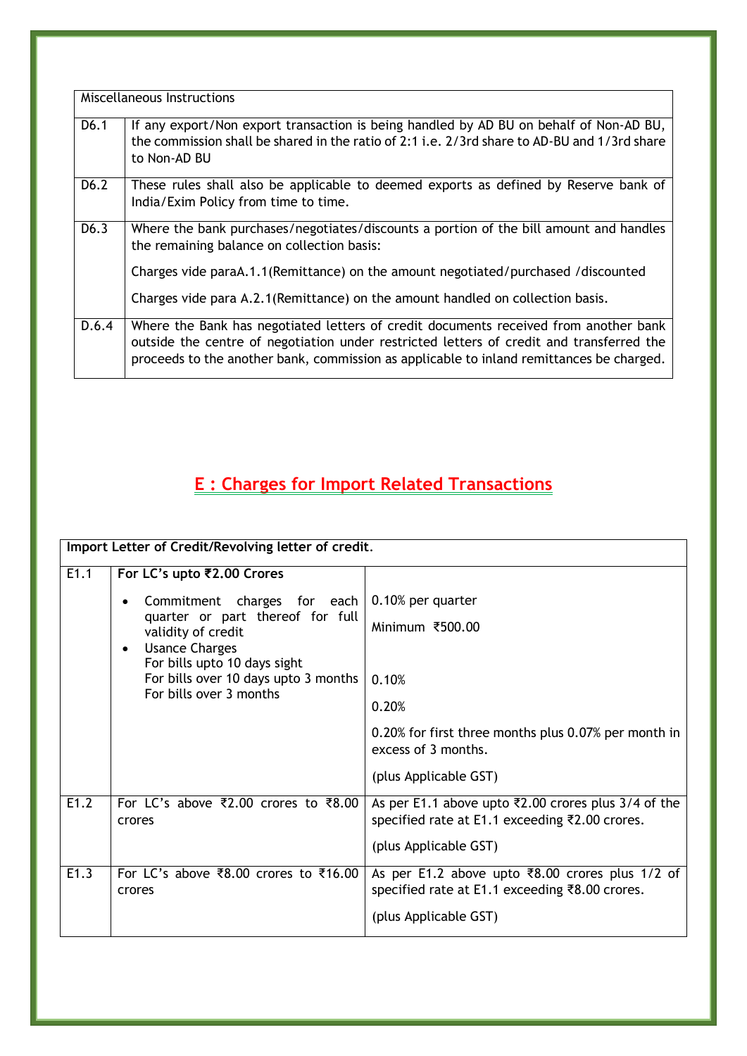| Miscellaneous Instructions | |
|---|---|
| D6.1 | If any export/Non export transaction is being handled by AD BU on behalf of Non-AD BU, the commission shall be shared in the ratio of 2:1 i.e. 2/3rd share to AD-BU and 1/3rd share to Non-AD BU |
| D6.2 | These rules shall also be applicable to deemed exports as defined by Reserve bank of India/Exim Policy from time to time. |
| D6.3 | Where the bank purchases/negotiates/discounts a portion of the bill amount and handles the remaining balance on collection basis:<br><br>Charges vide paraA.1.1(Remittance) on the amount negotiated/purchased /discounted<br><br>Charges vide para A.2.1(Remittance) on the amount handled on collection basis. |
| D.6.4 | Where the Bank has negotiated letters of credit documents received from another bank outside the centre of negotiation under restricted letters of credit and transferred the proceeds to the another bank, commission as applicable to inland remittances be charged. |

## E : Charges for Import Related Transactions

| **Import Letter of Credit/Revolving letter of credit**. | | |
|---|---|---|
| E1.1 | **For LC's upto ₹2.00 Crores**<br><br>• Commitment charges for each quarter or part thereof for full validity of credit<br>• Usance Charges<br>For bills upto 10 days sight<br>For bills over 10 days upto 3 months<br>For bills over 3 months | 0.10% per quarter<br><br>Minimum ₹500.00<br><br>0.10%<br><br>0.20%<br><br>0.20% for first three months plus 0.07% per month in excess of 3 months.<br><br>(plus Applicable GST) |
| E1.2 | For LC's above ₹2.00 crores to ₹8.00 crores | As per E1.1 above upto ₹2.00 crores plus 3/4 of the specified rate at E1.1 exceeding ₹2.00 crores.<br><br>(plus Applicable GST) |
| E1.3 | For LC's above ₹8.00 crores to ₹16.00 crores | As per E1.2 above upto ₹8.00 crores plus 1/2 of specified rate at E1.1 exceeding ₹8.00 crores.<br><br>(plus Applicable GST) |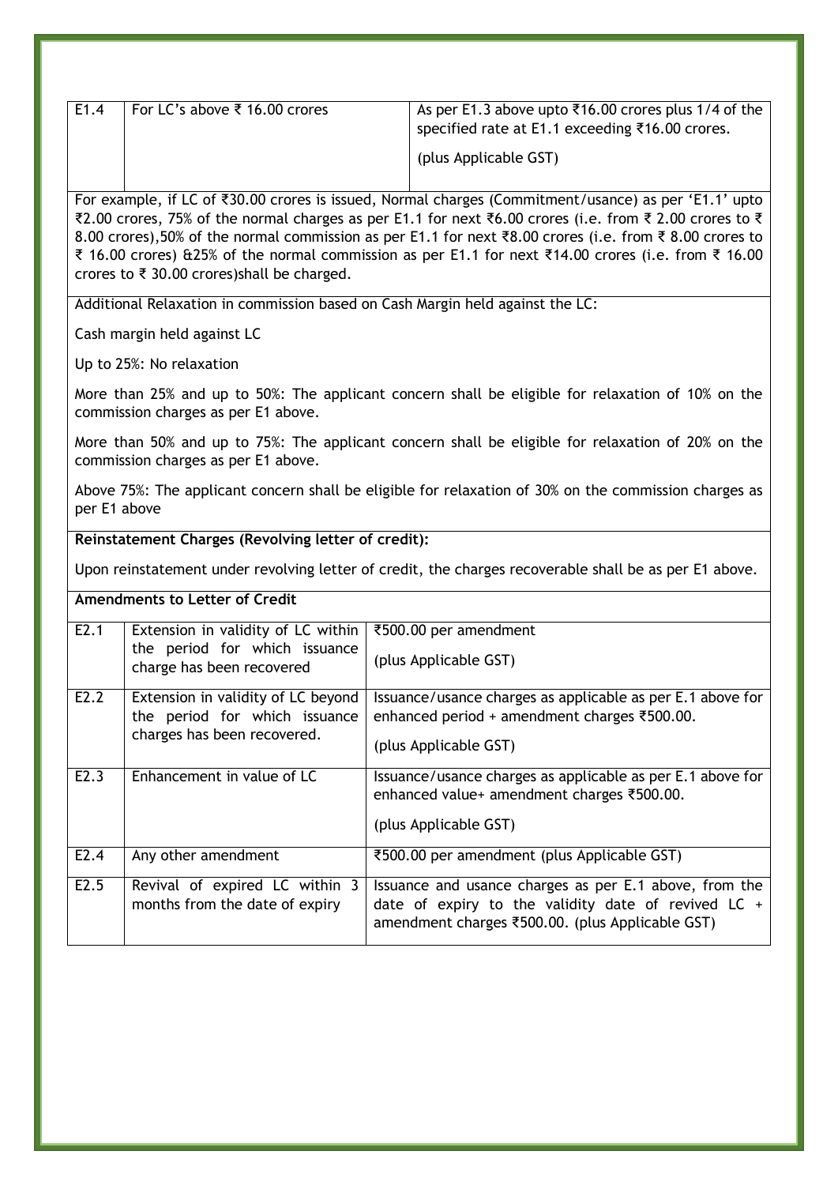| | | |
|---|---|---|
| E1.4 | For LC's above ₹ 16.00 crores | As per E1.3 above upto ₹16.00 crores plus 1/4 of the specified rate at E1.1 exceeding ₹16.00 crores.<br><br>(plus Applicable GST) |

For example, if LC of ₹30.00 crores is issued, Normal charges (Commitment/usance) as per 'E1.1' upto ₹2.00 crores, 75% of the normal charges as per E1.1 for next ₹6.00 crores (i.e. from ₹ 2.00 crores to ₹ 8.00 crores),50% of the normal commission as per E1.1 for next ₹8.00 crores (i.e. from ₹ 8.00 crores to ₹ 16.00 crores) &25% of the normal commission as per E1.1 for next ₹14.00 crores (i.e. from ₹ 16.00 crores to ₹ 30.00 crores)shall be charged.

Additional Relaxation in commission based on Cash Margin held against the LC:

Cash margin held against LC

Up to 25%: No relaxation

More than 25% and up to 50%: The applicant concern shall be eligible for relaxation of 10% on the commission charges as per E1 above.

More than 50% and up to 75%: The applicant concern shall be eligible for relaxation of 20% on the commission charges as per E1 above.

Above 75%: The applicant concern shall be eligible for relaxation of 30% on the commission charges as per E1 above

**Reinstatement Charges (Revolving letter of credit):**

Upon reinstatement under revolving letter of credit, the charges recoverable shall be as per E1 above.

**Amendments to Letter of Credit**

| | | |
|---|---|---|
| E2.1 | Extension in validity of LC within the period for which issuance charge has been recovered | ₹500.00 per amendment<br><br>(plus Applicable GST) |
| E2.2 | Extension in validity of LC beyond the period for which issuance charges has been recovered. | Issuance/usance charges as applicable as per E.1 above for enhanced period + amendment charges ₹500.00.<br><br>(plus Applicable GST) |
| E2.3 | Enhancement in value of LC | Issuance/usance charges as applicable as per E.1 above for enhanced value+ amendment charges ₹500.00.<br><br>(plus Applicable GST) |
| E2.4 | Any other amendment | ₹500.00 per amendment (plus Applicable GST) |
| E2.5 | Revival of expired LC within 3 months from the date of expiry | Issuance and usance charges as per E.1 above, from the date of expiry to the validity date of revived LC + amendment charges ₹500.00. (plus Applicable GST) |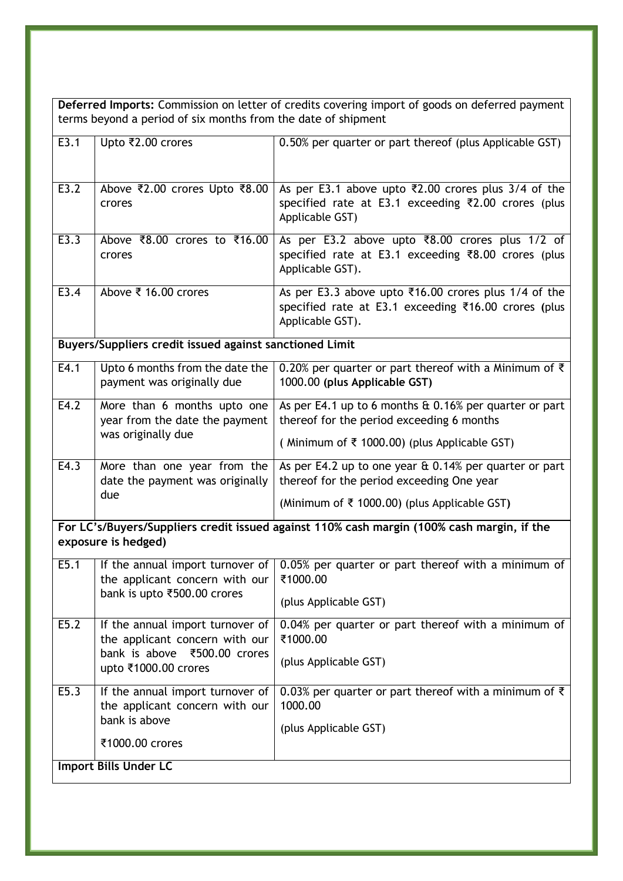| | | |
|---|---|---|
| **Deferred Imports:** Commission on letter of credits covering import of goods on deferred payment terms beyond a period of six months from the date of shipment | | |
| E3.1 | Upto ₹2.00 crores | 0.50% per quarter or part thereof (plus Applicable GST) |
| E3.2 | Above ₹2.00 crores Upto ₹8.00 crores | As per E3.1 above upto ₹2.00 crores plus 3/4 of the specified rate at E3.1 exceeding ₹2.00 crores (plus Applicable GST) |
| E3.3 | Above ₹8.00 crores to ₹16.00 crores | As per E3.2 above upto ₹8.00 crores plus 1/2 of specified rate at E3.1 exceeding ₹8.00 crores (plus Applicable GST). |
| E3.4 | Above ₹ 16.00 crores | As per E3.3 above upto ₹16.00 crores plus 1/4 of the specified rate at E3.1 exceeding ₹16.00 crores (plus Applicable GST). |
| **Buyers/Suppliers credit issued against sanctioned Limit** | | |
| E4.1 | Upto 6 months from the date the payment was originally due | 0.20% per quarter or part thereof with a Minimum of ₹ 1000.00 **(plus Applicable GST)** |
| E4.2 | More than 6 months upto one year from the date the payment was originally due | As per E4.1 up to 6 months & 0.16% per quarter or part thereof for the period exceeding 6 months<br>( Minimum of ₹ 1000.00) (plus Applicable GST) |
| E4.3 | More than one year from the date the payment was originally due | As per E4.2 up to one year & 0.14% per quarter or part thereof for the period exceeding One year<br>(Minimum of ₹ 1000.00) (plus Applicable GST) |
| **For LC's/Buyers/Suppliers credit issued against 110% cash margin (100% cash margin, if the exposure is hedged)** | | |
| E5.1 | If the annual import turnover of the applicant concern with our bank is upto ₹500.00 crores | 0.05% per quarter or part thereof with a minimum of ₹1000.00<br>(plus Applicable GST) |
| E5.2 | If the annual import turnover of the applicant concern with our bank is above ₹500.00 crores upto ₹1000.00 crores | 0.04% per quarter or part thereof with a minimum of ₹1000.00<br>(plus Applicable GST) |
| E5.3 | If the annual import turnover of the applicant concern with our bank is above<br>₹1000.00 crores | 0.03% per quarter or part thereof with a minimum of ₹ 1000.00<br>(plus Applicable GST) |
| **Import Bills Under LC** | | |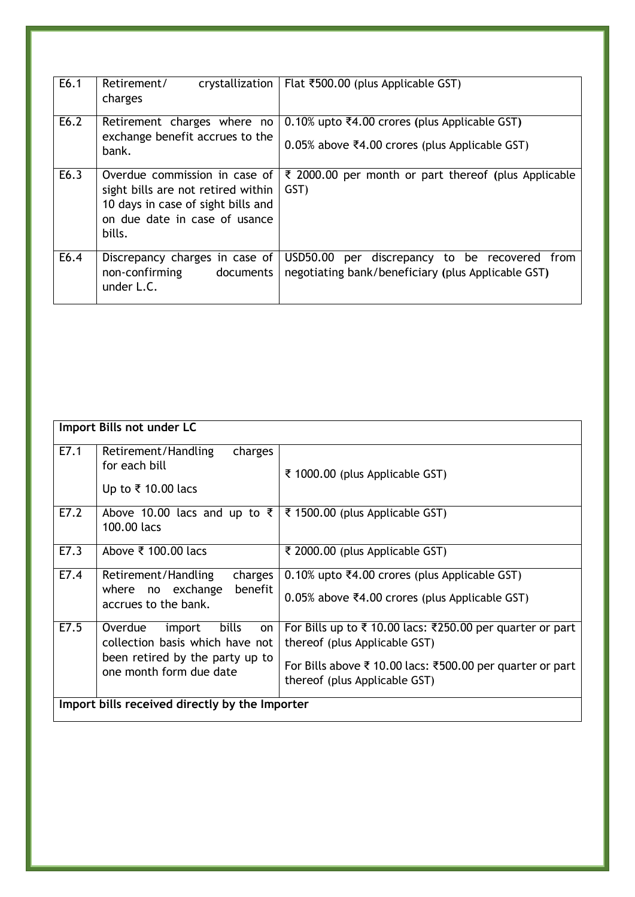| | | |
|---|---|---|
| E6.1 | Retirement/ crystallization charges | Flat ₹500.00 (plus Applicable GST) |
| E6.2 | Retirement charges where no exchange benefit accrues to the bank. | 0.10% upto ₹4.00 crores **(**plus Applicable GST**)**<br><br>0.05% above ₹4.00 crores (plus Applicable GST) |
| E6.3 | Overdue commission in case of sight bills are not retired within 10 days in case of sight bills and on due date in case of usance bills. | ₹ 2000.00 per month or part thereof **(**plus Applicable GST) |
| E6.4 | Discrepancy charges in case of non-confirming documents under L.C. | USD50.00 per discrepancy to be recovered from negotiating bank/beneficiary **(**plus Applicable GST**)** |

| **Import Bills not under LC** | | |
|---|---|---|
| E7.1 | Retirement/Handling charges for each bill<br><br>Up to ₹ 10.00 lacs | ₹ 1000.00 (plus Applicable GST) |
| E7.2 | Above 10.00 lacs and up to ₹ 100.00 lacs | ₹ 1500.00 (plus Applicable GST) |
| E7.3 | Above ₹ 100.00 lacs | ₹ 2000.00 (plus Applicable GST) |
| E7.4 | Retirement/Handling charges where no exchange benefit accrues to the bank. | 0.10% upto ₹4.00 crores (plus Applicable GST)<br><br>0.05% above ₹4.00 crores (plus Applicable GST) |
| E7.5 | Overdue import bills on collection basis which have not been retired by the party up to one month form due date | For Bills up to ₹ 10.00 lacs: ₹250.00 per quarter or part thereof (plus Applicable GST)<br><br>For Bills above ₹ 10.00 lacs: ₹500.00 per quarter or part thereof (plus Applicable GST) |
| **Import bills received directly by the Importer** | | |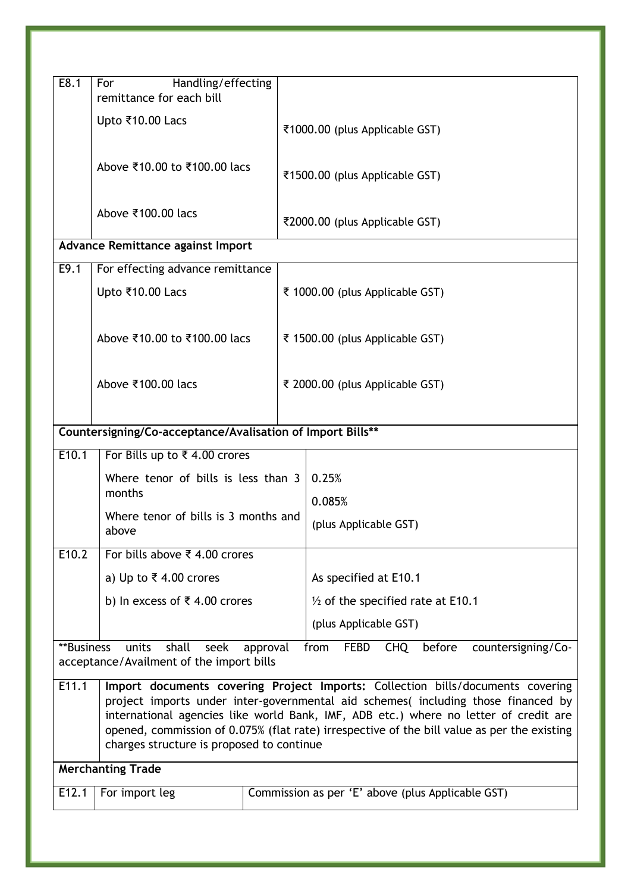| | | |
|---|---|---|
| E8.1 | For Handling/effecting remittance for each bill<br><br>Upto ₹10.00 Lacs<br><br>Above ₹10.00 to ₹100.00 lacs<br><br>Above ₹100.00 lacs | <br><br>₹1000.00 (plus Applicable GST)<br><br>₹1500.00 (plus Applicable GST)<br><br>₹2000.00 (plus Applicable GST) |
| **Advance Remittance against Import** | | |
| E9.1 | For effecting advance remittance<br><br>Upto ₹10.00 Lacs<br><br>Above ₹10.00 to ₹100.00 lacs<br><br>Above ₹100.00 lacs | <br><br>₹ 1000.00 (plus Applicable GST)<br><br>₹ 1500.00 (plus Applicable GST)<br><br>₹ 2000.00 (plus Applicable GST) |
| **Countersigning/Co-acceptance/Avalisation of Import Bills**** | | |
| E10.1 | For Bills up to ₹ 4.00 crores<br><br>Where tenor of bills is less than 3 months<br><br>Where tenor of bills is 3 months and above | <br><br>0.25%<br><br>0.085%<br><br>(plus Applicable GST) |
| E10.2 | For bills above ₹ 4.00 crores<br><br>a) Up to ₹ 4.00 crores<br><br>b) In excess of ₹ 4.00 crores | <br><br>As specified at E10.1<br><br>½ of the specified rate at E10.1<br><br>(plus Applicable GST) |
| **Business units shall seek approval from FEBD CHQ before countersigning/Co-acceptance/Availment of the import bills | | |
| E11.1 | **Import documents covering Project Imports:** Collection bills/documents covering project imports under inter-governmental aid schemes( including those financed by international agencies like world Bank, IMF, ADB etc.) where no letter of credit are opened, commission of 0.075% (flat rate) irrespective of the bill value as per the existing charges structure is proposed to continue | |
| **Merchanting Trade** | | |
| E12.1 | For import leg | Commission as per 'E' above (plus Applicable GST) |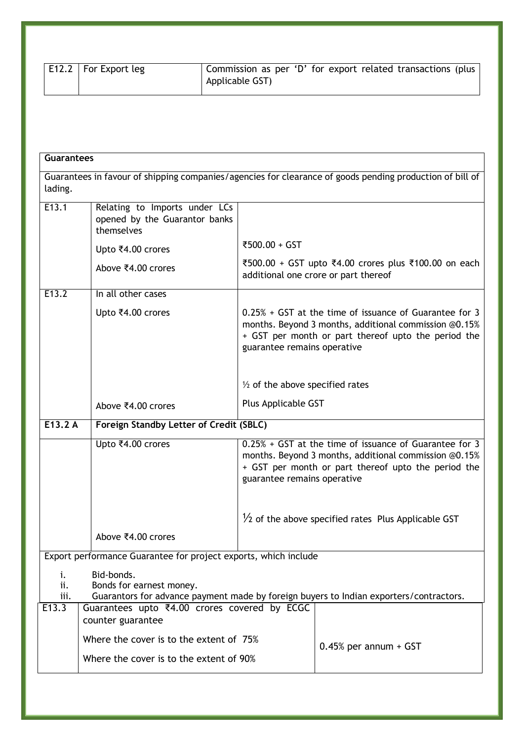| | | |
|---|---|---|
| E12.2 | For Export leg | Commission as per 'D' for export related transactions (plus Applicable GST) |

| **Guarantees** | | |
|---|---|---|
| Guarantees in favour of shipping companies/agencies for clearance of goods pending production of bill of lading. | | |
| E13.1 | Relating to Imports under LCs opened by the Guarantor banks themselves | |
| | Upto ₹4.00 crores | ₹500.00 + GST |
| | Above ₹4.00 crores | ₹500.00 + GST upto ₹4.00 crores plus ₹100.00 on each additional one crore or part thereof |
| E13.2 | In all other cases | |
| | Upto ₹4.00 crores | 0.25% + GST at the time of issuance of Guarantee for 3 months. Beyond 3 months, additional commission @0.15% + GST per month or part thereof upto the period the guarantee remains operative |
| | Above ₹4.00 crores | ½ of the above specified rates Plus Applicable GST |
| **E13.2 A** | **Foreign Standby Letter of Credit (SBLC)** | |
| | Upto ₹4.00 crores | 0.25% + GST at the time of issuance of Guarantee for 3 months. Beyond 3 months, additional commission @0.15% + GST per month or part thereof upto the period the guarantee remains operative |
| | Above ₹4.00 crores | ½ of the above specified rates Plus Applicable GST |

Export performance Guarantee for project exports, which include

i. Bid-bonds.
ii. Bonds for earnest money.
iii. Guarantors for advance payment made by foreign buyers to Indian exporters/contractors.

| | | |
|---|---|---|
| E13.3 | Guarantees upto ₹4.00 crores covered by ECGC counter guarantee | |
| | Where the cover is to the extent of 75% | 0.45% per annum + GST |
| | Where the cover is to the extent of 90% | |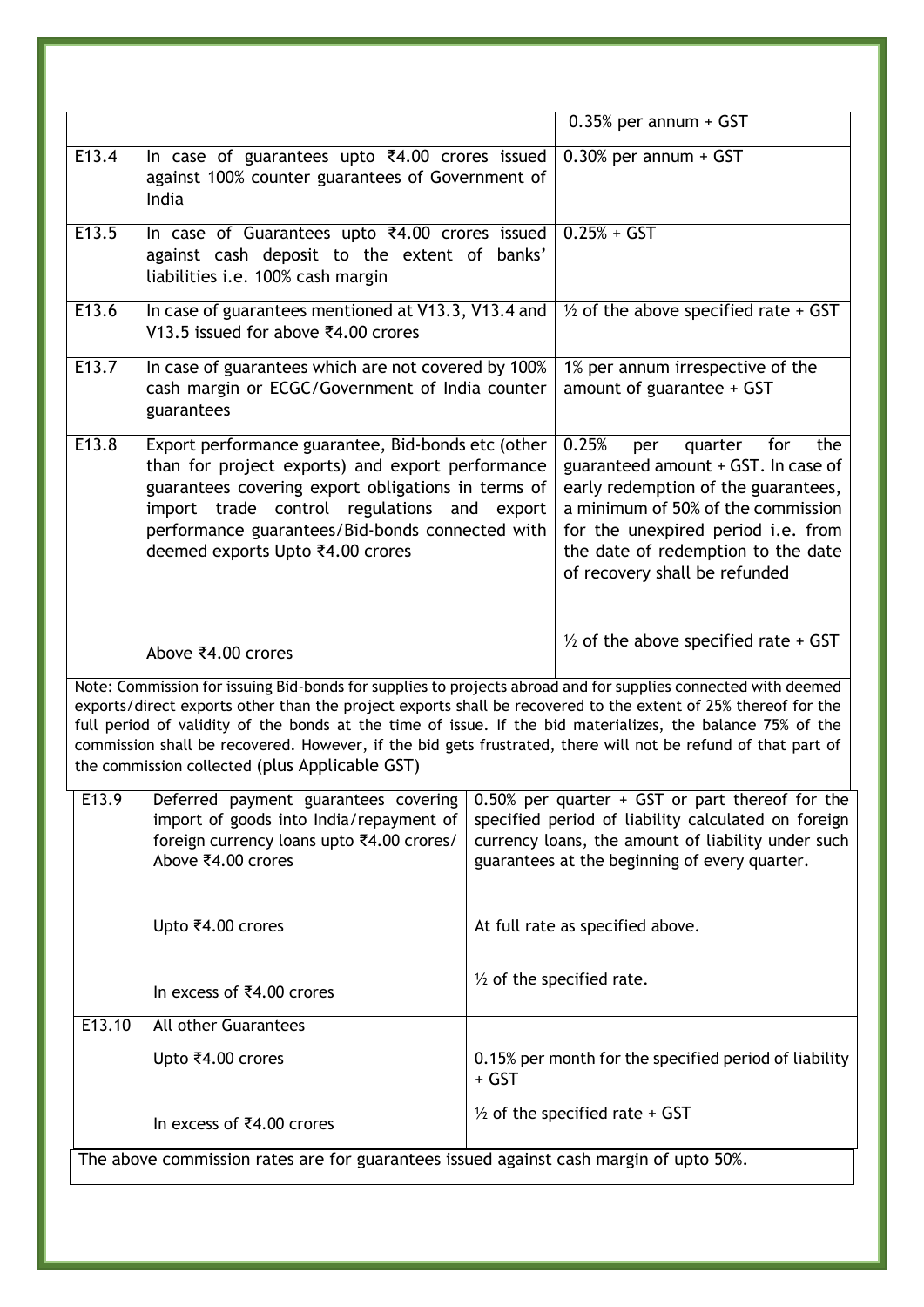| | | |
|---|---|---|
| | | 0.35% per annum + GST |
| E13.4 | In case of guarantees upto ₹4.00 crores issued against 100% counter guarantees of Government of India | 0.30% per annum + GST |
| E13.5 | In case of Guarantees upto ₹4.00 crores issued against cash deposit to the extent of banks' liabilities i.e. 100% cash margin | 0.25% + GST |
| E13.6 | In case of guarantees mentioned at V13.3, V13.4 and V13.5 issued for above ₹4.00 crores | ½ of the above specified rate + GST |
| E13.7 | In case of guarantees which are not covered by 100% cash margin or ECGC/Government of India counter guarantees | 1% per annum irrespective of the amount of guarantee + GST |
| E13.8 | Export performance guarantee, Bid-bonds etc (other than for project exports) and export performance guarantees covering export obligations in terms of import trade control regulations and export performance guarantees/Bid-bonds connected with deemed exports Upto ₹4.00 crores | 0.25% per quarter for the guaranteed amount + GST. In case of early redemption of the guarantees, a minimum of 50% of the commission for the unexpired period i.e. from the date of redemption to the date of recovery shall be refunded |
| | Above ₹4.00 crores | ½ of the above specified rate + GST |

Note: Commission for issuing Bid-bonds for supplies to projects abroad and for supplies connected with deemed exports/direct exports other than the project exports shall be recovered to the extent of 25% thereof for the full period of validity of the bonds at the time of issue. If the bid materializes, the balance 75% of the commission shall be recovered. However, if the bid gets frustrated, there will not be refund of that part of the commission collected (plus Applicable GST)

| | | |
|---|---|---|
| E13.9 | Deferred payment guarantees covering import of goods into India/repayment of foreign currency loans upto ₹4.00 crores/ Above ₹4.00 crores | 0.50% per quarter + GST or part thereof for the specified period of liability calculated on foreign currency loans, the amount of liability under such guarantees at the beginning of every quarter. |
| | Upto ₹4.00 crores | At full rate as specified above. |
| | In excess of ₹4.00 crores | ½ of the specified rate. |
| E13.10 | All other Guarantees | |
| | Upto ₹4.00 crores | 0.15% per month for the specified period of liability + GST |
| | In excess of ₹4.00 crores | ½ of the specified rate + GST |

The above commission rates are for guarantees issued against cash margin of upto 50%.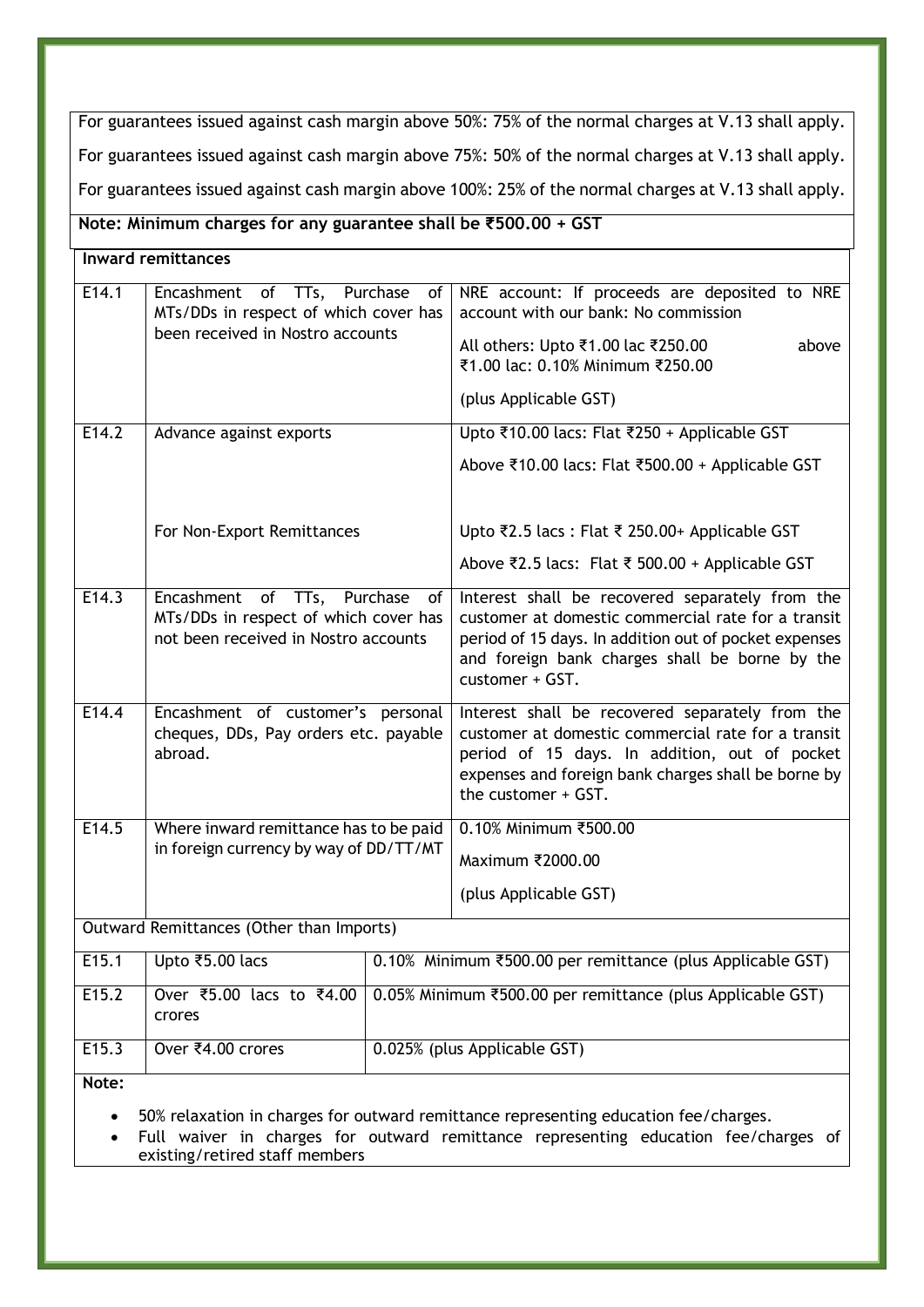For guarantees issued against cash margin above 50%: 75% of the normal charges at V.13 shall apply.

For guarantees issued against cash margin above 75%: 50% of the normal charges at V.13 shall apply.

For guarantees issued against cash margin above 100%: 25% of the normal charges at V.13 shall apply.

**Note: Minimum charges for any guarantee shall be ₹500.00 + GST**

**Inward remittances**

| | | |
|---|---|---|
| E14.1 | Encashment of TTs, Purchase of MTs/DDs in respect of which cover has been received in Nostro accounts | NRE account: If proceeds are deposited to NRE account with our bank: No commission<br><br>All others: Upto ₹1.00 lac ₹250.00 above ₹1.00 lac: 0.10% Minimum ₹250.00<br><br>(plus Applicable GST) |
| E14.2 | Advance against exports | Upto ₹10.00 lacs: Flat ₹250 + Applicable GST<br><br>Above ₹10.00 lacs: Flat ₹500.00 + Applicable GST |
| | For Non-Export Remittances | Upto ₹2.5 lacs : Flat ₹ 250.00+ Applicable GST<br><br>Above ₹2.5 lacs: Flat ₹ 500.00 + Applicable GST |
| E14.3 | Encashment of TTs, Purchase of MTs/DDs in respect of which cover has not been received in Nostro accounts | Interest shall be recovered separately from the customer at domestic commercial rate for a transit period of 15 days. In addition out of pocket expenses and foreign bank charges shall be borne by the customer + GST. |
| E14.4 | Encashment of customer's personal cheques, DDs, Pay orders etc. payable abroad. | Interest shall be recovered separately from the customer at domestic commercial rate for a transit period of 15 days. In addition, out of pocket expenses and foreign bank charges shall be borne by the customer + GST. |
| E14.5 | Where inward remittance has to be paid in foreign currency by way of DD/TT/MT | 0.10% Minimum ₹500.00<br><br>Maximum ₹2000.00<br><br>(plus Applicable GST) |

Outward Remittances (Other than Imports)

| | | |
|---|---|---|
| E15.1 | Upto ₹5.00 lacs | 0.10% Minimum ₹500.00 per remittance (plus Applicable GST) |
| E15.2 | Over ₹5.00 lacs to ₹4.00 crores | 0.05% Minimum ₹500.00 per remittance (plus Applicable GST) |
| E15.3 | Over ₹4.00 crores | 0.025% (plus Applicable GST) |

**Note:**

- 50% relaxation in charges for outward remittance representing education fee/charges.
- Full waiver in charges for outward remittance representing education fee/charges of existing/retired staff members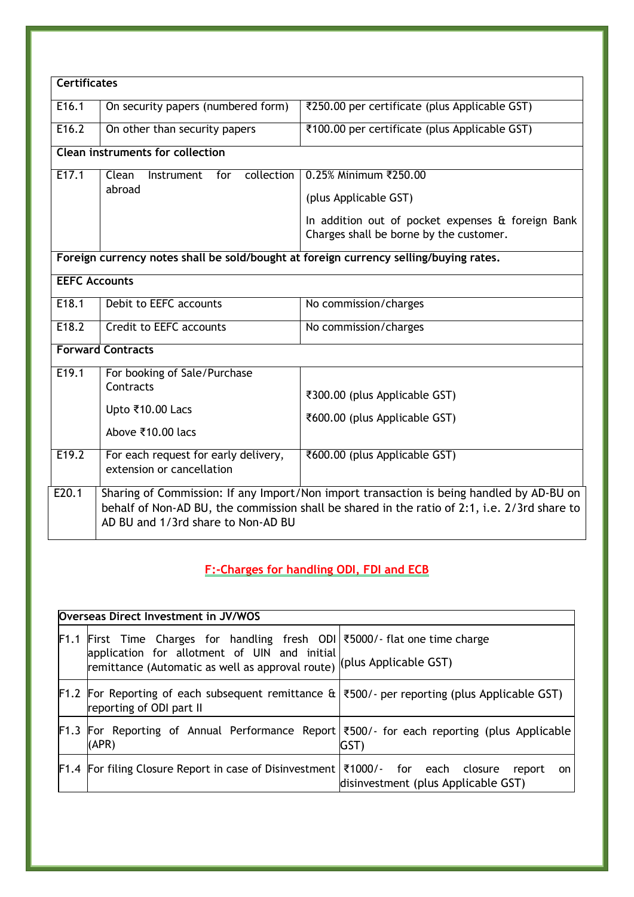| Certificates | | |
|---|---|---|
| E16.1 | On security papers (numbered form) | ₹250.00 per certificate (plus Applicable GST) |
| E16.2 | On other than security papers | ₹100.00 per certificate (plus Applicable GST) |
| **Clean instruments for collection** | | |
| E17.1 | Clean Instrument for collection abroad | 0.25% Minimum ₹250.00<br>(plus Applicable GST)<br>In addition out of pocket expenses & foreign Bank Charges shall be borne by the customer. |
| **Foreign currency notes shall be sold/bought at foreign currency selling/buying rates.** | | |
| **EEFC Accounts** | | |
| E18.1 | Debit to EEFC accounts | No commission/charges |
| E18.2 | Credit to EEFC accounts | No commission/charges |
| **Forward Contracts** | | |
| E19.1 | For booking of Sale/Purchase Contracts<br>Upto ₹10.00 Lacs<br>Above ₹10.00 lacs | ₹300.00 (plus Applicable GST)<br>₹600.00 (plus Applicable GST) |
| E19.2 | For each request for early delivery, extension or cancellation | ₹600.00 (plus Applicable GST) |
| E20.1 | Sharing of Commission: If any Import/Non import transaction is being handled by AD-BU on behalf of Non-AD BU, the commission shall be shared in the ratio of 2:1, i.e. 2/3rd share to AD BU and 1/3rd share to Non-AD BU | |

## F:-Charges for handling ODI, FDI and ECB

| Overseas Direct Investment in JV/WOS | | |
|---|---|---|
| F1.1 | First Time Charges for handling fresh ODI application for allotment of UIN and initial remittance (Automatic as well as approval route) | ₹5000/- flat one time charge<br>(plus Applicable GST) |
| F1.2 | For Reporting of each subsequent remittance & reporting of ODI part II | ₹500/- per reporting (plus Applicable GST) |
| F1.3 | For Reporting of Annual Performance Report (APR) | ₹500/- for each reporting (plus Applicable GST) |
| F1.4 | For filing Closure Report in case of Disinvestment | ₹1000/- for each closure report on disinvestment (plus Applicable GST) |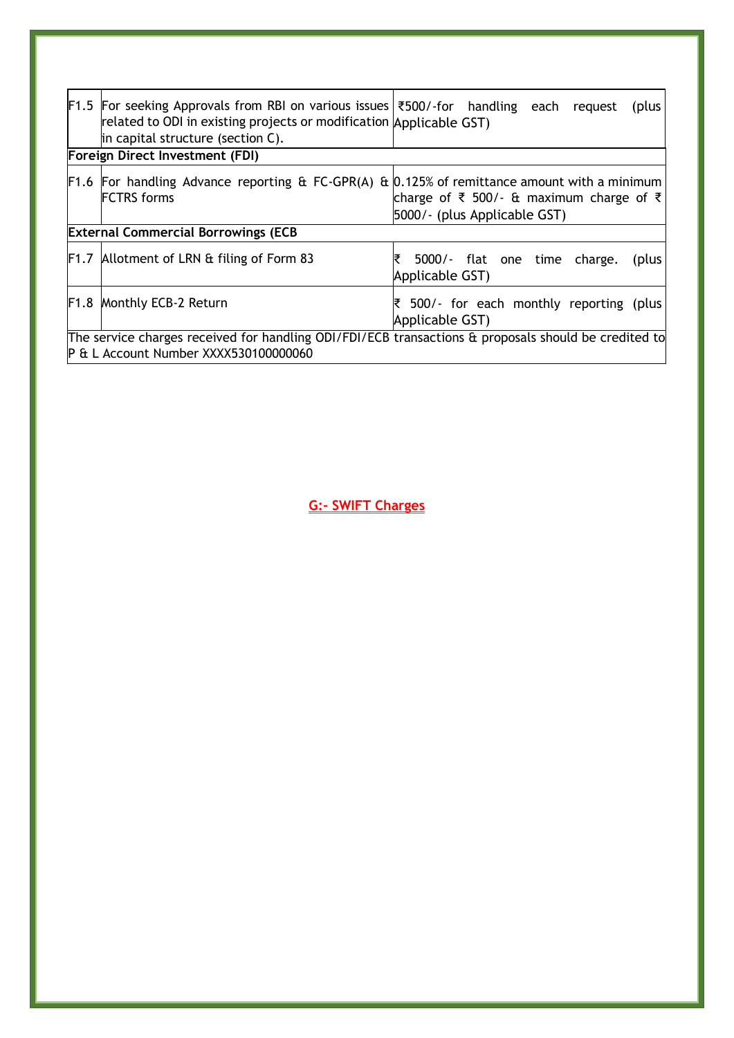| | | |
|---|---|---|
| F1.5 | For seeking Approvals from RBI on various issues related to ODI in existing projects or modification in capital structure (section C). | ₹500/-for handling each request (plus Applicable GST) |
| **Foreign Direct Investment (FDI)** | | |
| F1.6 | For handling Advance reporting & FC-GPR(A) & FCTRS forms | 0.125% of remittance amount with a minimum charge of ₹ 500/- & maximum charge of ₹ 5000/- (plus Applicable GST) |
| **External Commercial Borrowings (ECB** | | |
| F1.7 | Allotment of LRN & filing of Form 83 | ₹ 5000/- flat one time charge. (plus Applicable GST) |
| F1.8 | Monthly ECB-2 Return | ₹ 500/- for each monthly reporting (plus Applicable GST) |
| The service charges received for handling ODI/FDI/ECB transactions & proposals should be credited to P & L Account Number XXXX530100000060 | | |

## G:- SWIFT Charges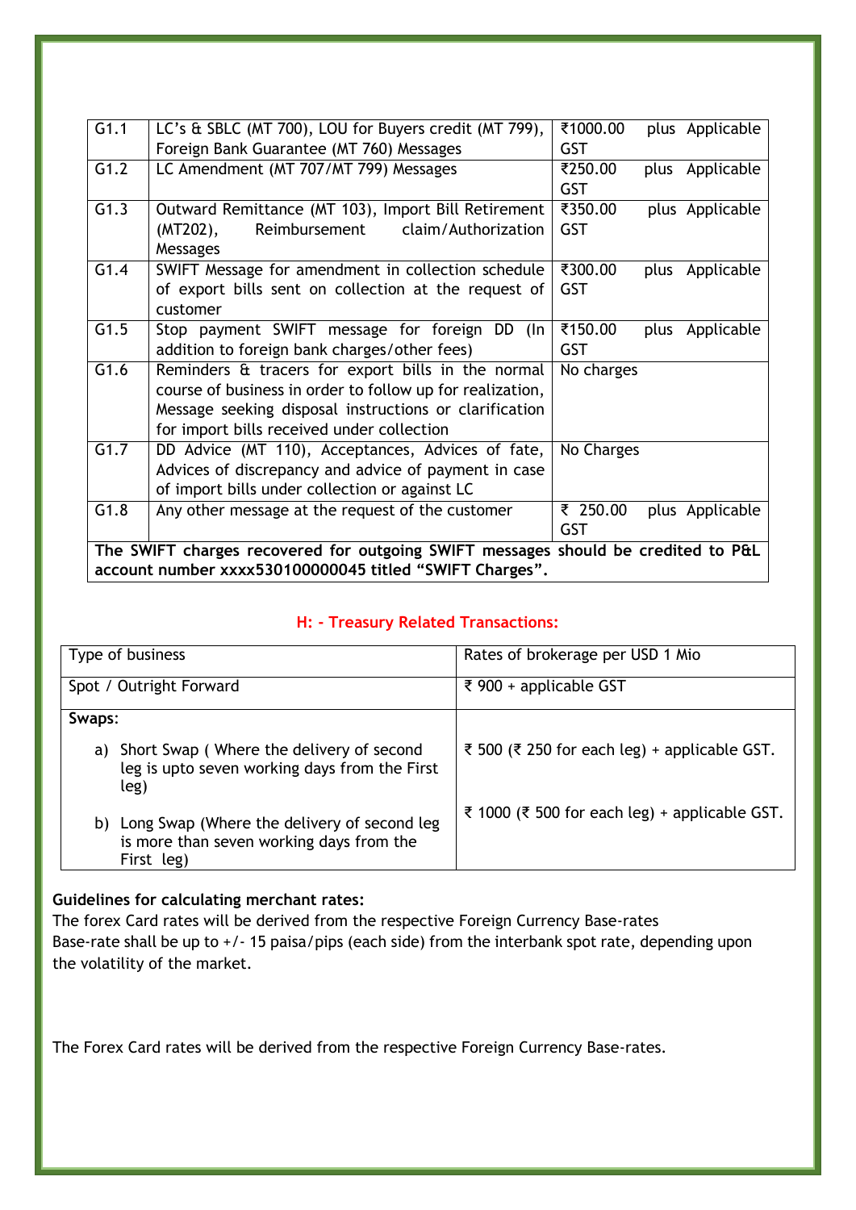| G1.1 | LC's & SBLC (MT 700), LOU for Buyers credit (MT 799), Foreign Bank Guarantee (MT 760) Messages | ₹1000.00 plus Applicable GST |
|---|---|---|
| G1.2 | LC Amendment (MT 707/MT 799) Messages | ₹250.00 plus Applicable GST |
| G1.3 | Outward Remittance (MT 103), Import Bill Retirement (MT202), Reimbursement claim/Authorization Messages | ₹350.00 plus Applicable GST |
| G1.4 | SWIFT Message for amendment in collection schedule of export bills sent on collection at the request of customer | ₹300.00 plus Applicable GST |
| G1.5 | Stop payment SWIFT message for foreign DD (In addition to foreign bank charges/other fees) | ₹150.00 plus Applicable GST |
| G1.6 | Reminders & tracers for export bills in the normal course of business in order to follow up for realization, Message seeking disposal instructions or clarification for import bills received under collection | No charges |
| G1.7 | DD Advice (MT 110), Acceptances, Advices of fate, Advices of discrepancy and advice of payment in case of import bills under collection or against LC | No Charges |
| G1.8 | Any other message at the request of the customer | ₹ 250.00 plus Applicable GST |
| **The SWIFT charges recovered for outgoing SWIFT messages should be credited to P&L account number xxxx530100000045 titled "SWIFT Charges".** | | |

## H: - Treasury Related Transactions:

| Type of business | Rates of brokerage per USD 1 Mio |
|---|---|
| Spot / Outright Forward | ₹ 900 + applicable GST |
| **Swaps:** | |
| a) Short Swap ( Where the delivery of second leg is upto seven working days from the First leg) | ₹ 500 (₹ 250 for each leg) + applicable GST. |
| b) Long Swap (Where the delivery of second leg is more than seven working days from the First leg) | ₹ 1000 (₹ 500 for each leg) + applicable GST. |

**Guidelines for calculating merchant rates:**

The forex Card rates will be derived from the respective Foreign Currency Base-rates

Base-rate shall be up to +/- 15 paisa/pips (each side) from the interbank spot rate, depending upon the volatility of the market.

The Forex Card rates will be derived from the respective Foreign Currency Base-rates.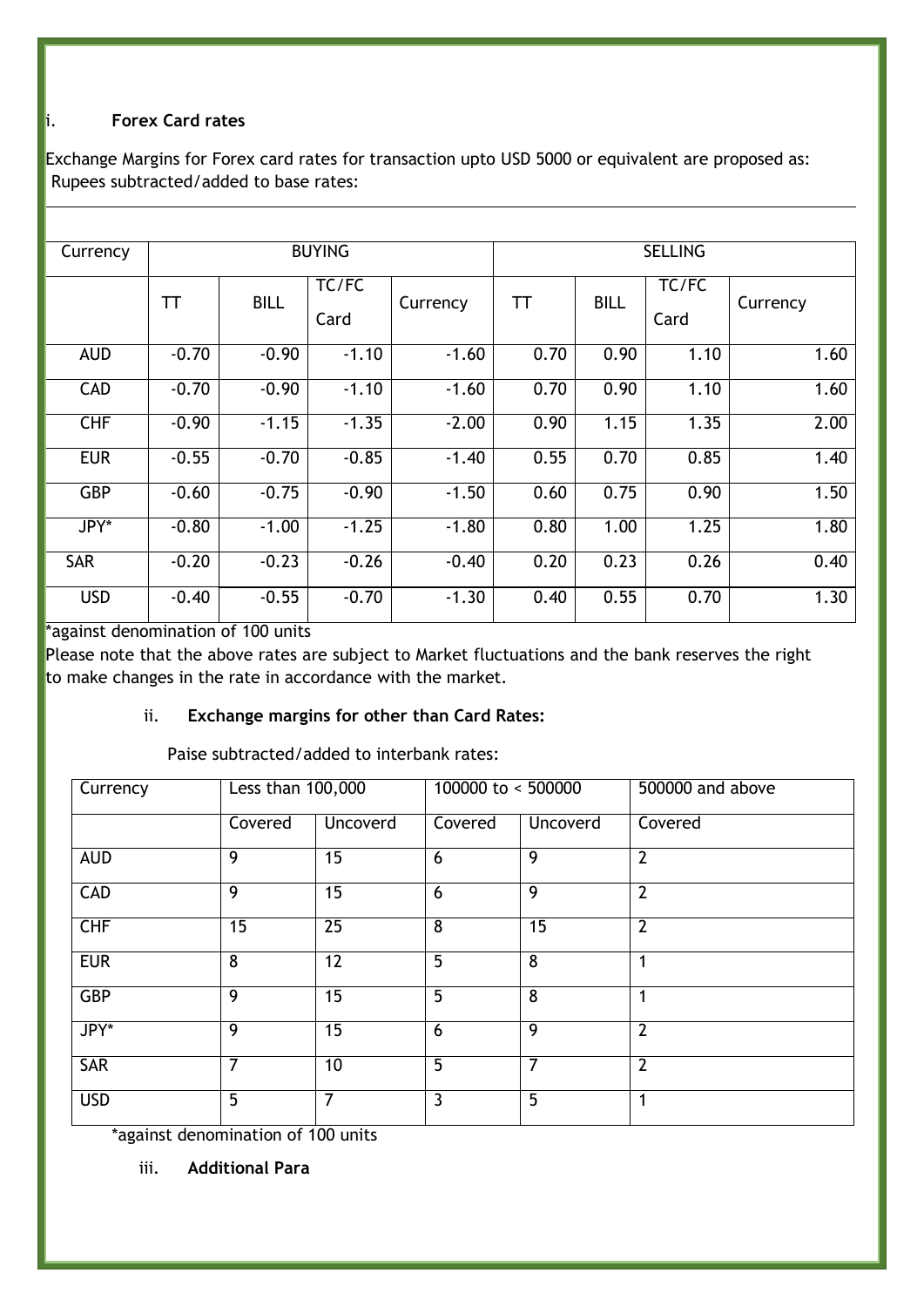i. **Forex Card rates**

Exchange Margins for Forex card rates for transaction upto USD 5000 or equivalent are proposed as:
Rupees subtracted/added to base rates:

| Currency | BUYING | | | | SELLING | | | |
|---|---|---|---|---|---|---|---|---|
| | TT | BILL | TC/FC Card | Currency | TT | BILL | TC/FC Card | Currency |
| AUD | -0.70 | -0.90 | -1.10 | -1.60 | 0.70 | 0.90 | 1.10 | 1.60 |
| CAD | -0.70 | -0.90 | -1.10 | -1.60 | 0.70 | 0.90 | 1.10 | 1.60 |
| CHF | -0.90 | -1.15 | -1.35 | -2.00 | 0.90 | 1.15 | 1.35 | 2.00 |
| EUR | -0.55 | -0.70 | -0.85 | -1.40 | 0.55 | 0.70 | 0.85 | 1.40 |
| GBP | -0.60 | -0.75 | -0.90 | -1.50 | 0.60 | 0.75 | 0.90 | 1.50 |
| JPY* | -0.80 | -1.00 | -1.25 | -1.80 | 0.80 | 1.00 | 1.25 | 1.80 |
| SAR | -0.20 | -0.23 | -0.26 | -0.40 | 0.20 | 0.23 | 0.26 | 0.40 |
| USD | -0.40 | -0.55 | -0.70 | -1.30 | 0.40 | 0.55 | 0.70 | 1.30 |

*against denomination of 100 units

Please note that the above rates are subject to Market fluctuations and the bank reserves the right to make changes in the rate in accordance with the market.

ii. **Exchange margins for other than Card Rates:**

Paise subtracted/added to interbank rates:

| Currency | Less than 100,000 | | 100000 to < 500000 | | 500000 and above |
|---|---|---|---|---|---|
| | Covered | Uncoverd | Covered | Uncoverd | Covered |
| AUD | 9 | 15 | 6 | 9 | 2 |
| CAD | 9 | 15 | 6 | 9 | 2 |
| CHF | 15 | 25 | 8 | 15 | 2 |
| EUR | 8 | 12 | 5 | 8 | 1 |
| GBP | 9 | 15 | 5 | 8 | 1 |
| JPY* | 9 | 15 | 6 | 9 | 2 |
| SAR | 7 | 10 | 5 | 7 | 2 |
| USD | 5 | 7 | 3 | 5 | 1 |

*against denomination of 100 units

iii. **Additional Para**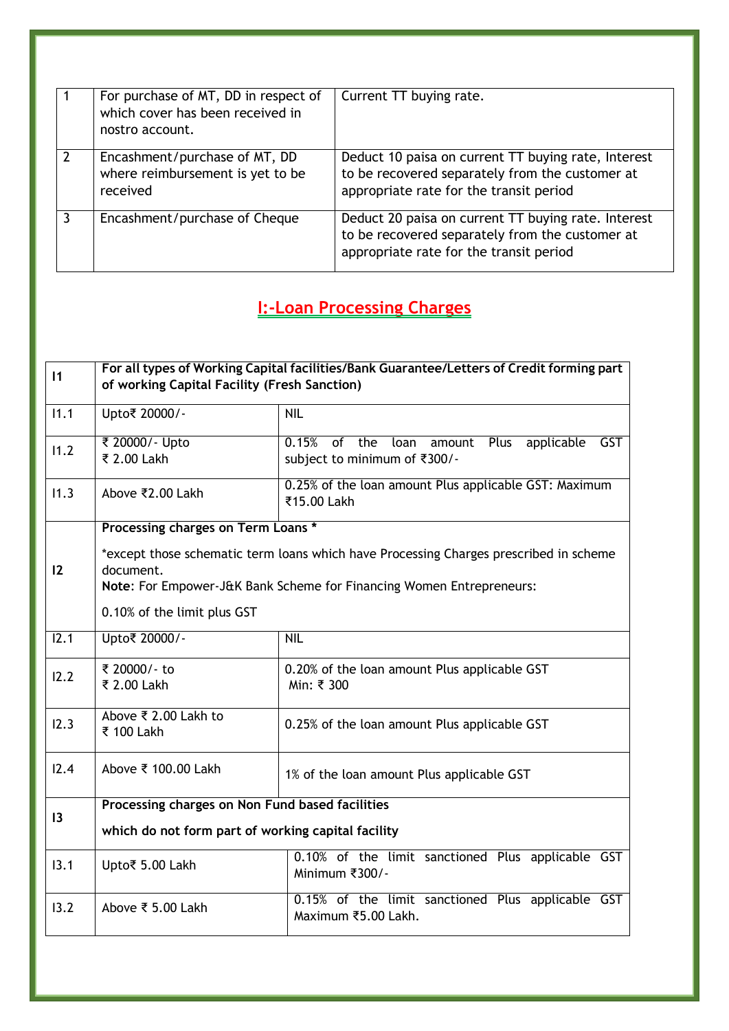| 1 | For purchase of MT, DD in respect of which cover has been received in nostro account. | Current TT buying rate. |
|---|---|---|
| 2 | Encashment/purchase of MT, DD where reimbursement is yet to be received | Deduct 10 paisa on current TT buying rate, Interest to be recovered separately from the customer at appropriate rate for the transit period |
| 3 | Encashment/purchase of Cheque | Deduct 20 paisa on current TT buying rate. Interest to be recovered separately from the customer at appropriate rate for the transit period |

## I:-Loan Processing Charges

| I1 | **For all types of Working Capital facilities/Bank Guarantee/Letters of Credit forming part of working Capital Facility (Fresh Sanction)** | |
|---|---|---|
| I1.1 | Upto₹ 20000/- | NIL |
| I1.2 | ₹ 20000/- Upto ₹ 2.00 Lakh | 0.15% of the loan amount Plus applicable GST subject to minimum of ₹300/- |
| I1.3 | Above ₹2.00 Lakh | 0.25% of the loan amount Plus applicable GST: Maximum ₹15.00 Lakh |
| I2 | **Processing charges on Term Loans** * <br><br> *except those schematic term loans which have Processing Charges prescribed in scheme document. <br> **Note**: For Empower-J&K Bank Scheme for Financing Women Entrepreneurs: <br><br> 0.10% of the limit plus GST | |
| I2.1 | Upto₹ 20000/- | NIL |
| I2.2 | ₹ 20000/- to ₹ 2.00 Lakh | 0.20% of the loan amount Plus applicable GST Min: ₹ 300 |
| I2.3 | Above ₹ 2.00 Lakh to ₹ 100 Lakh | 0.25% of the loan amount Plus applicable GST |
| I2.4 | Above ₹ 100.00 Lakh | 1% of the loan amount Plus applicable GST |
| I3 | **Processing charges on Non Fund based facilities** <br><br> **which do not form part of working capital facility** | |
| I3.1 | Upto₹ 5.00 Lakh | 0.10% of the limit sanctioned Plus applicable GST Minimum ₹300/- |
| I3.2 | Above ₹ 5.00 Lakh | 0.15% of the limit sanctioned Plus applicable GST Maximum ₹5.00 Lakh. |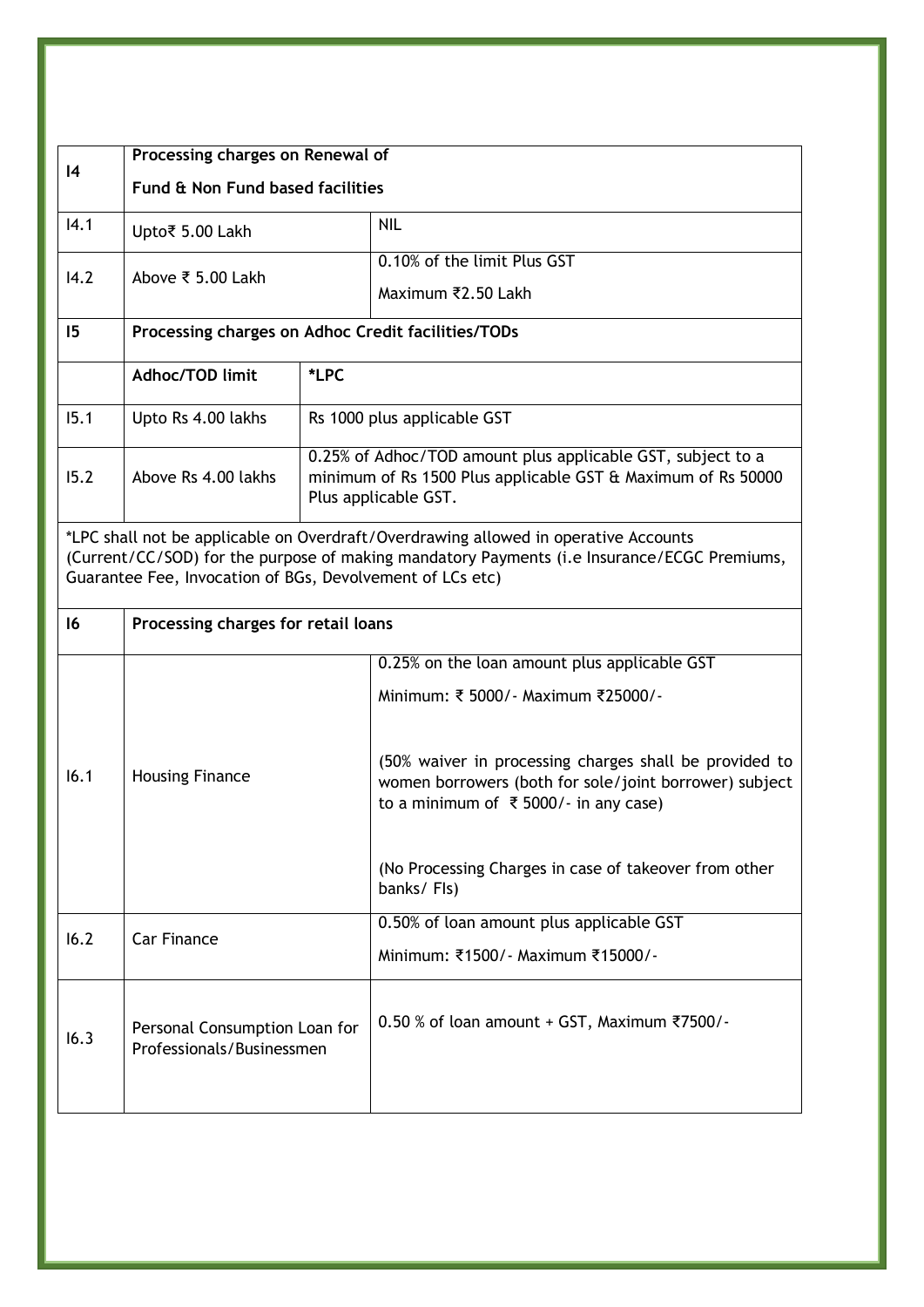| I4 | Processing charges on Renewal of Fund & Non Fund based facilities | |
|---|---|---|
| I4.1 | Upto₹ 5.00 Lakh | NIL |
| I4.2 | Above ₹ 5.00 Lakh | 0.10% of the limit Plus GST<br>Maximum ₹2.50 Lakh |
| **I5** | **Processing charges on Adhoc Credit facilities/TODs** | |
| | **Adhoc/TOD limit** | ***LPC** |
| I5.1 | Upto Rs 4.00 lakhs | Rs 1000 plus applicable GST |
| I5.2 | Above Rs 4.00 lakhs | 0.25% of Adhoc/TOD amount plus applicable GST, subject to a minimum of Rs 1500 Plus applicable GST & Maximum of Rs 50000 Plus applicable GST. |
| *LPC shall not be applicable on Overdraft/Overdrawing allowed in operative Accounts (Current/CC/SOD) for the purpose of making mandatory Payments (i.e Insurance/ECGC Premiums, Guarantee Fee, Invocation of BGs, Devolvement of LCs etc) | | |
| **I6** | **Processing charges for retail loans** | |
| I6.1 | Housing Finance | 0.25% on the loan amount plus applicable GST<br>Minimum: ₹ 5000/- Maximum ₹25000/-<br><br>(50% waiver in processing charges shall be provided to women borrowers (both for sole/joint borrower) subject to a minimum of ₹ 5000/- in any case)<br><br>(No Processing Charges in case of takeover from other banks/ FIs) |
| I6.2 | Car Finance | 0.50% of loan amount plus applicable GST<br>Minimum: ₹1500/- Maximum ₹15000/- |
| I6.3 | Personal Consumption Loan for Professionals/Businessmen | 0.50 % of loan amount + GST, Maximum ₹7500/- |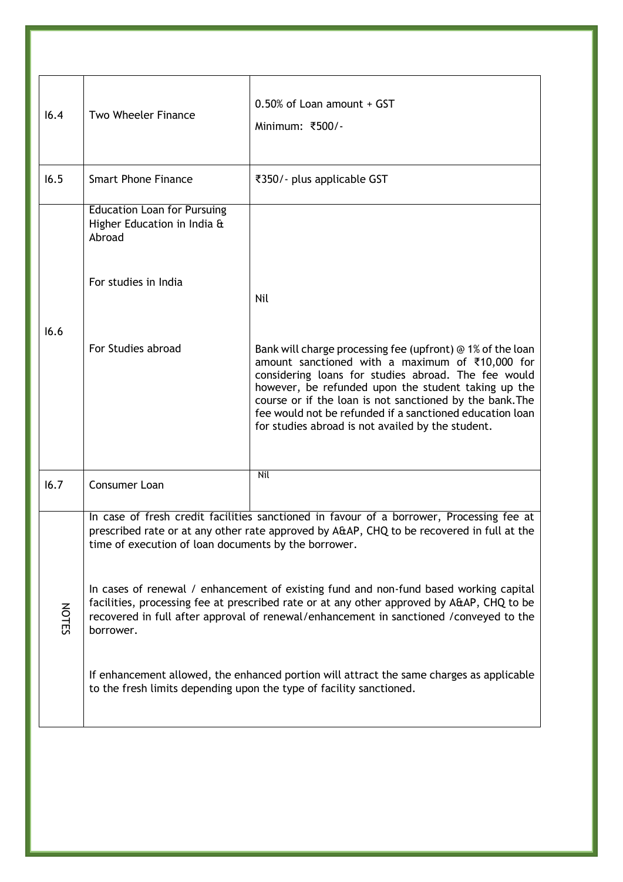| | | |
|---|---|---|
| 16.4 | Two Wheeler Finance | 0.50% of Loan amount + GST<br>Minimum: ₹500/- |
| 16.5 | Smart Phone Finance | ₹350/- plus applicable GST |
| 16.6 | Education Loan for Pursuing Higher Education in India & Abroad<br><br>For studies in India | Nil |
| | For Studies abroad | Bank will charge processing fee (upfront) @ 1% of the loan amount sanctioned with a maximum of ₹10,000 for considering loans for studies abroad. The fee would however, be refunded upon the student taking up the course or if the loan is not sanctioned by the bank. The fee would not be refunded if a sanctioned education loan for studies abroad is not availed by the student. |
| 16.7 | Consumer Loan | Nil |
| NOTES | In case of fresh credit facilities sanctioned in favour of a borrower, Processing fee at prescribed rate or at any other rate approved by A&AP, CHQ to be recovered in full at the time of execution of loan documents by the borrower.<br><br>In cases of renewal / enhancement of existing fund and non-fund based working capital facilities, processing fee at prescribed rate or at any other approved by A&AP, CHQ to be recovered in full after approval of renewal/enhancement in sanctioned /conveyed to the borrower.<br><br>If enhancement allowed, the enhanced portion will attract the same charges as applicable to the fresh limits depending upon the type of facility sanctioned. | |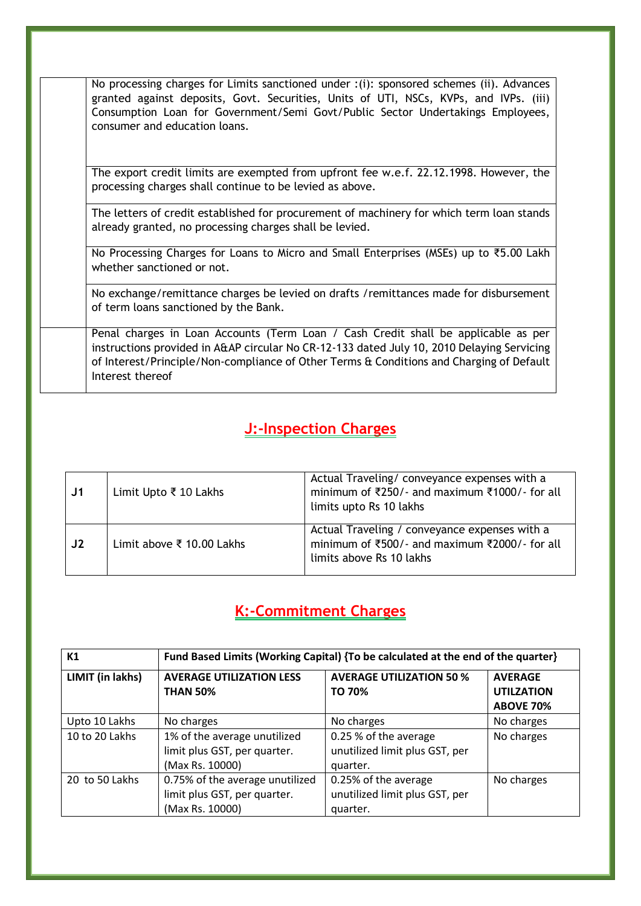| | |
|---|---|
| | No processing charges for Limits sanctioned under :(i): sponsored schemes (ii). Advances granted against deposits, Govt. Securities, Units of UTI, NSCs, KVPs, and IVPs. (iii) Consumption Loan for Government/Semi Govt/Public Sector Undertakings Employees, consumer and education loans. |
| | The export credit limits are exempted from upfront fee w.e.f. 22.12.1998. However, the processing charges shall continue to be levied as above. |
| | The letters of credit established for procurement of machinery for which term loan stands already granted, no processing charges shall be levied. |
| | No Processing Charges for Loans to Micro and Small Enterprises (MSEs) up to ₹5.00 Lakh whether sanctioned or not. |
| | No exchange/remittance charges be levied on drafts /remittances made for disbursement of term loans sanctioned by the Bank. |
| | Penal charges in Loan Accounts (Term Loan / Cash Credit shall be applicable as per instructions provided in A&AP circular No CR-12-133 dated July 10, 2010 Delaying Servicing of Interest/Principle/Non-compliance of Other Terms & Conditions and Charging of Default Interest thereof |

## J:-Inspection Charges

| | | |
|---|---|---|
| J1 | Limit Upto ₹ 10 Lakhs | Actual Traveling/ conveyance expenses with a minimum of ₹250/- and maximum ₹1000/- for all limits upto Rs 10 lakhs |
| J2 | Limit above ₹ 10.00 Lakhs | Actual Traveling / conveyance expenses with a minimum of ₹500/- and maximum ₹2000/- for all limits above Rs 10 lakhs |

## K:-Commitment Charges

| **K1** | **Fund Based Limits (Working Capital) {To be calculated at the end of the quarter}** | | |
|---|---|---|---|
| **LIMIT (in lakhs)** | **AVERAGE UTILIZATION LESS THAN 50%** | **AVERAGE UTILIZATION 50 % TO 70%** | **AVERAGE UTILZATION ABOVE 70%** |
| Upto 10 Lakhs | No charges | No charges | No charges |
| 10 to 20 Lakhs | 1% of the average unutilized limit plus GST, per quarter. (Max Rs. 10000) | 0.25 % of the average unutilized limit plus GST, per quarter. | No charges |
| 20 to 50 Lakhs | 0.75% of the average unutilized limit plus GST, per quarter. (Max Rs. 10000) | 0.25% of the average unutilized limit plus GST, per quarter. | No charges |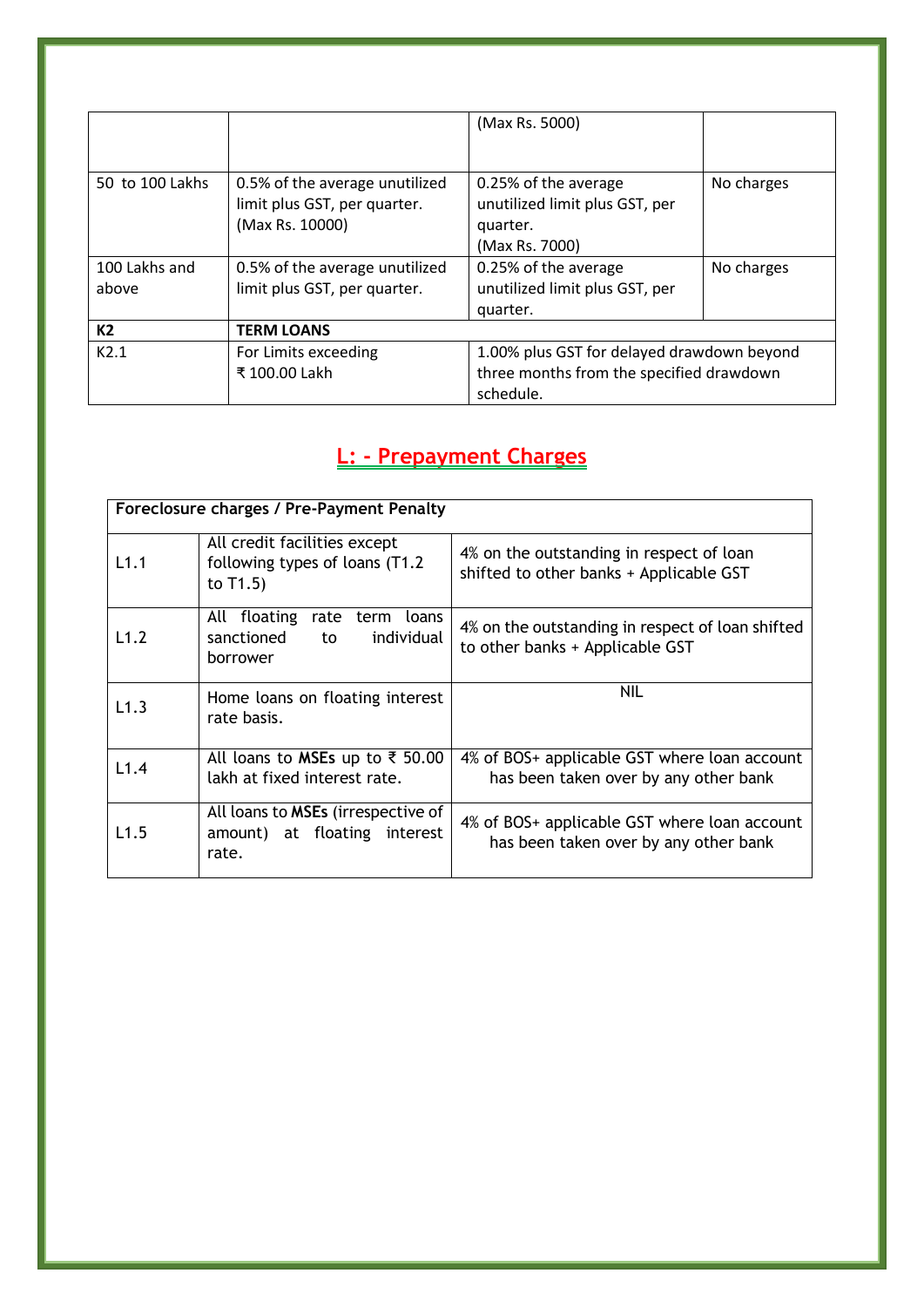|  |  | (Max Rs. 5000) |  |
|---|---|---|---|
| 50 to 100 Lakhs | 0.5% of the average unutilized limit plus GST, per quarter. (Max Rs. 10000) | 0.25% of the average unutilized limit plus GST, per quarter. (Max Rs. 7000) | No charges |
| 100 Lakhs and above | 0.5% of the average unutilized limit plus GST, per quarter. | 0.25% of the average unutilized limit plus GST, per quarter. | No charges |
| **K2** | **TERM LOANS** |  |  |
| K2.1 | For Limits exceeding ₹ 100.00 Lakh | 1.00% plus GST for delayed drawdown beyond three months from the specified drawdown schedule. |  |

## L: - Prepayment Charges

| **Foreclosure charges / Pre-Payment Penalty** |  |  |
|---|---|---|
| L1.1 | All credit facilities except following types of loans (T1.2 to T1.5) | 4% on the outstanding in respect of loan shifted to other banks + Applicable GST |
| L1.2 | All floating rate term loans sanctioned to individual borrower | 4% on the outstanding in respect of loan shifted to other banks + Applicable GST |
| L1.3 | Home loans on floating interest rate basis. | NIL |
| L1.4 | All loans to **MSEs** up to ₹ 50.00 lakh at fixed interest rate. | 4% of BOS+ applicable GST where loan account has been taken over by any other bank |
| L1.5 | All loans to **MSEs** (irrespective of amount) at floating interest rate. | 4% of BOS+ applicable GST where loan account has been taken over by any other bank |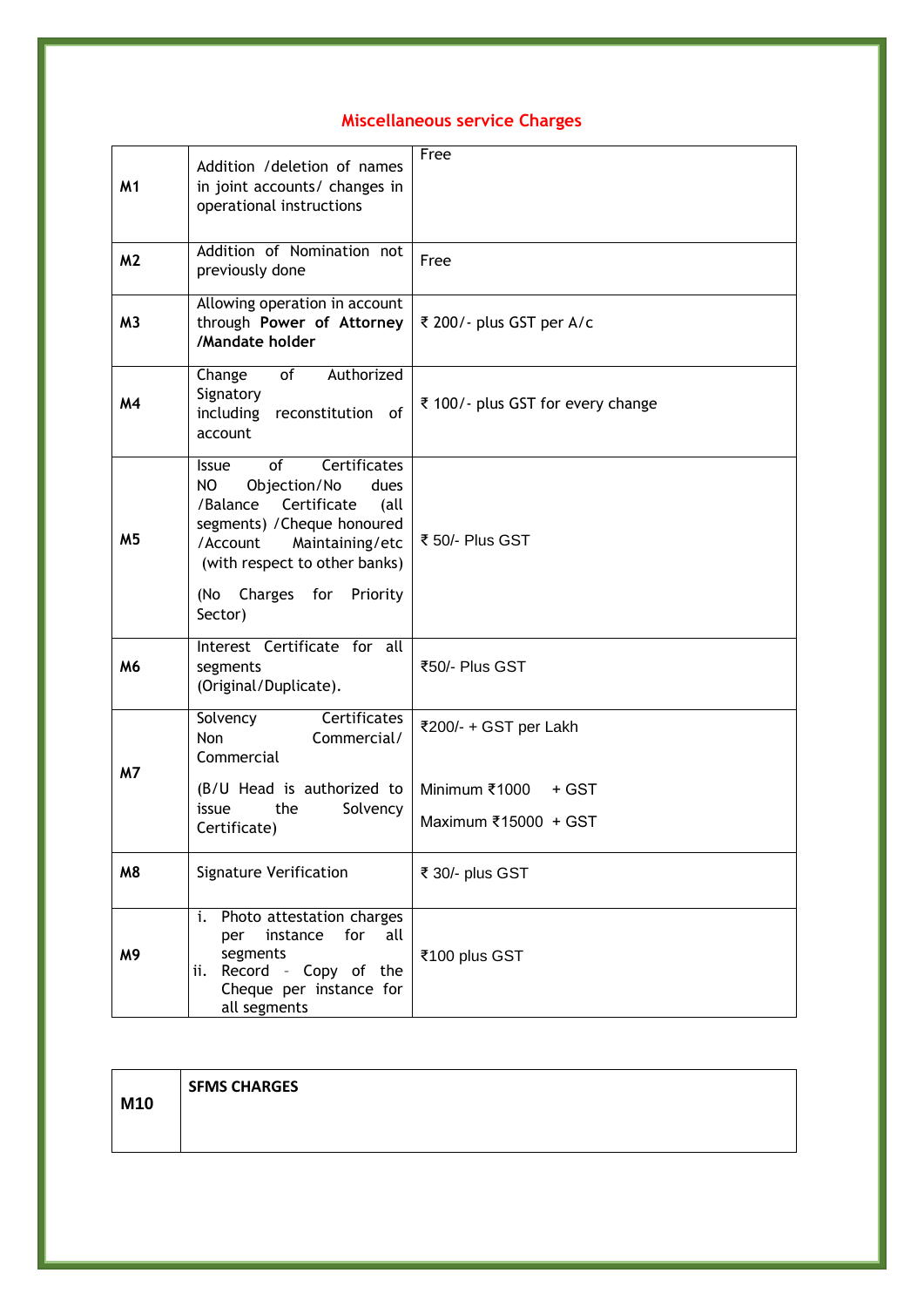## Miscellaneous service Charges

| | | |
|---|---|---|
| **M1** | Addition /deletion of names in joint accounts/ changes in operational instructions | Free |
| **M2** | Addition of Nomination not previously done | Free |
| **M3** | Allowing operation in account through **Power of Attorney /Mandate holder** | ₹ 200/- plus GST per A/c |
| **M4** | Change of Authorized Signatory including reconstitution of account | ₹ 100/- plus GST for every change |
| **M5** | Issue of Certificates NO Objection/No dues /Balance Certificate (all segments) /Cheque honoured /Account Maintaining/etc (with respect to other banks)<br><br>(No Charges for Priority Sector) | ₹ 50/- Plus GST |
| **M6** | Interest Certificate for all segments (Original/Duplicate). | ₹50/- Plus GST |
| **M7** | Solvency Certificates Non Commercial/ Commercial<br><br>(B/U Head is authorized to issue the Solvency Certificate) | ₹200/- + GST per Lakh<br><br>Minimum ₹1000 + GST<br><br>Maximum ₹15000 + GST |
| **M8** | Signature Verification | ₹ 30/- plus GST |
| **M9** | i. Photo attestation charges per instance for all segments<br>ii. Record - Copy of the Cheque per instance for all segments | ₹100 plus GST |

| | |
|---|---|
| **M10** | **SFMS CHARGES** |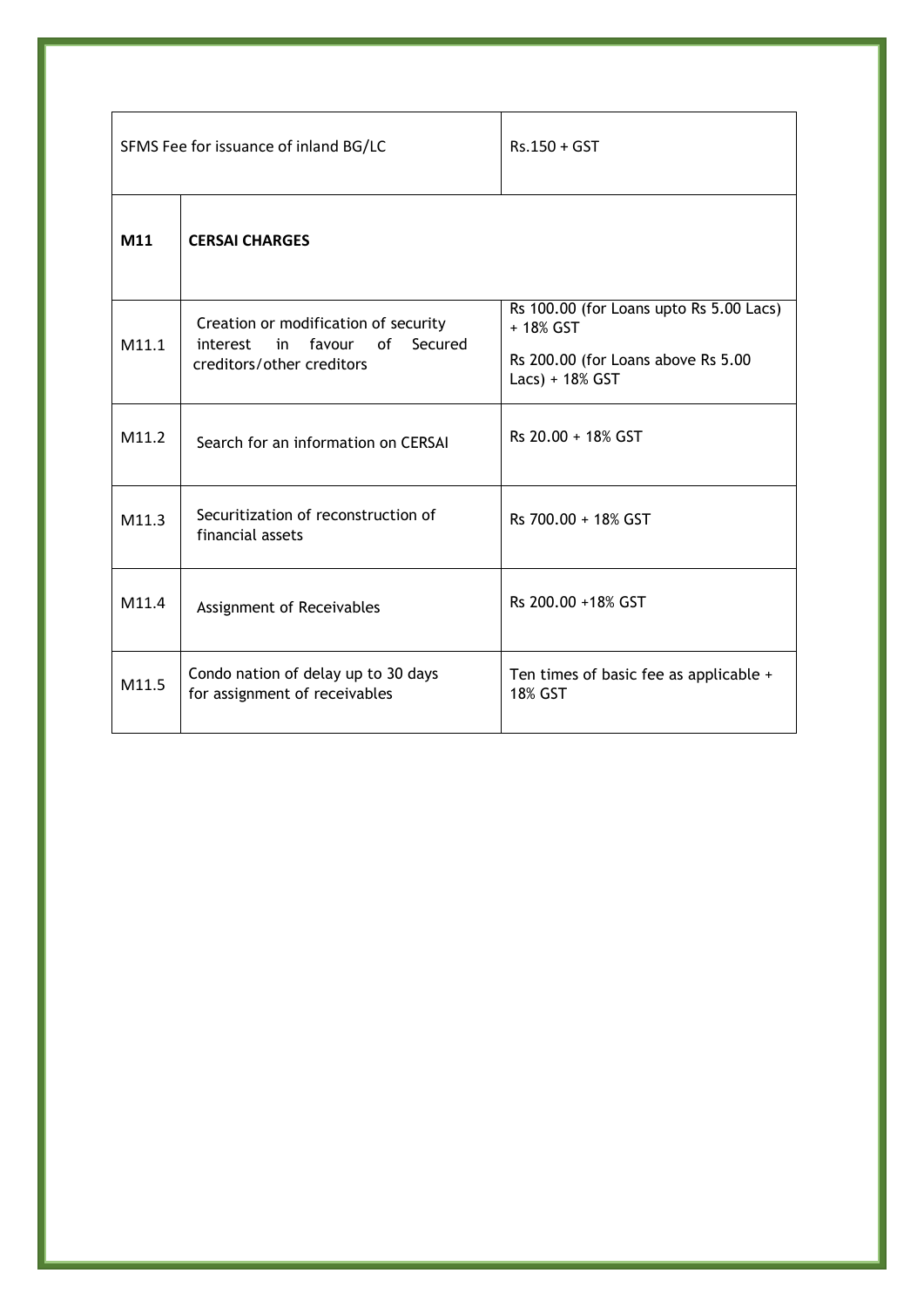| SFMS Fee for issuance of inland BG/LC | | Rs.150 + GST |
|---|---|---|
| **M11** | **CERSAI CHARGES** | |
| M11.1 | Creation or modification of security interest in favour of Secured creditors/other creditors | Rs 100.00 (for Loans upto Rs 5.00 Lacs) + 18% GST<br><br>Rs 200.00 (for Loans above Rs 5.00 Lacs) + 18% GST |
| M11.2 | Search for an information on CERSAI | Rs 20.00 + 18% GST |
| M11.3 | Securitization of reconstruction of financial assets | Rs 700.00 + 18% GST |
| M11.4 | Assignment of Receivables | Rs 200.00 +18% GST |
| M11.5 | Condo nation of delay up to 30 days for assignment of receivables | Ten times of basic fee as applicable + 18% GST |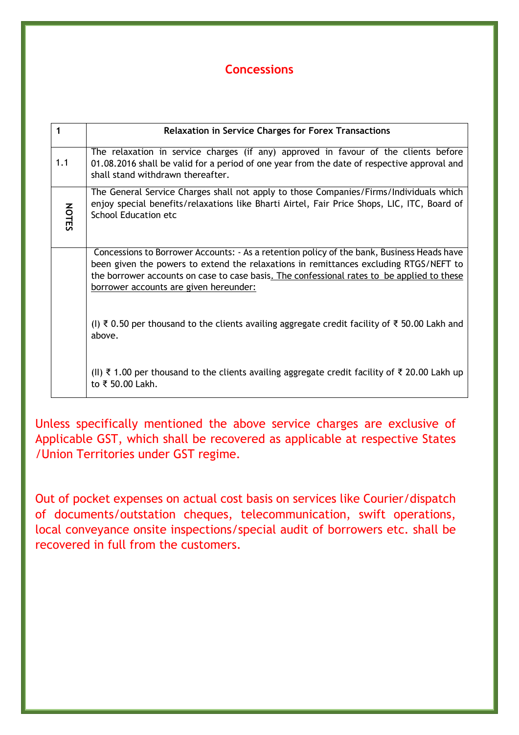# Concessions

| 1 | Relaxation in Service Charges for Forex Transactions |
|---|---|
| 1.1 | The relaxation in service charges (if any) approved in favour of the clients before 01.08.2016 shall be valid for a period of one year from the date of respective approval and shall stand withdrawn thereafter. |
| NOTES | The General Service Charges shall not apply to those Companies/Firms/Individuals which enjoy special benefits/relaxations like Bharti Airtel, Fair Price Shops, LIC, ITC, Board of School Education etc |
| | Concessions to Borrower Accounts: - As a retention policy of the bank, Business Heads have been given the powers to extend the relaxations in remittances excluding RTGS/NEFT to the borrower accounts on case to case basis. <u>The confessional rates to be applied to these borrower accounts are given hereunder:</u><br><br>(I) ₹ 0.50 per thousand to the clients availing aggregate credit facility of ₹ 50.00 Lakh and above.<br><br>(II) ₹ 1.00 per thousand to the clients availing aggregate credit facility of ₹ 20.00 Lakh up to ₹ 50.00 Lakh. |

Unless specifically mentioned the above service charges are exclusive of Applicable GST, which shall be recovered as applicable at respective States /Union Territories under GST regime.

Out of pocket expenses on actual cost basis on services like Courier/dispatch of documents/outstation cheques, telecommunication, swift operations, local conveyance onsite inspections/special audit of borrowers etc. shall be recovered in full from the customers.